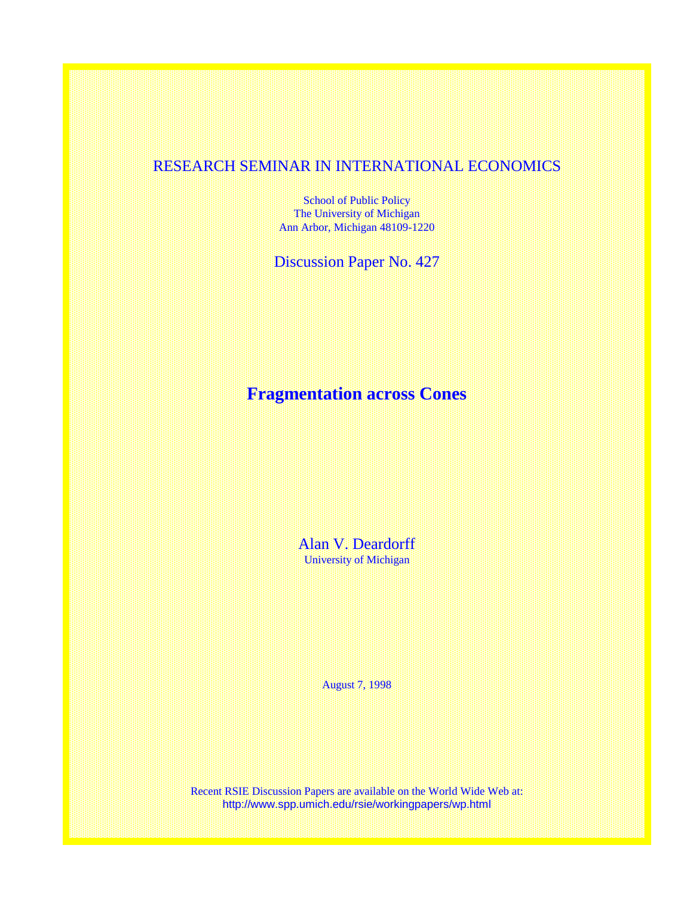RESEARCH SEMINAR IN INTERNATIONAL ECONOMICS

School of Public Policy
The University of Michigan
Ann Arbor, Michigan 48109-1220

Discussion Paper No. 427

# Fragmentation across Cones

Alan V. Deardorff
University of Michigan

August 7, 1998

Recent RSIE Discussion Papers are available on the World Wide Web at:
http://www.spp.umich.edu/rsie/workingpapers/wp.html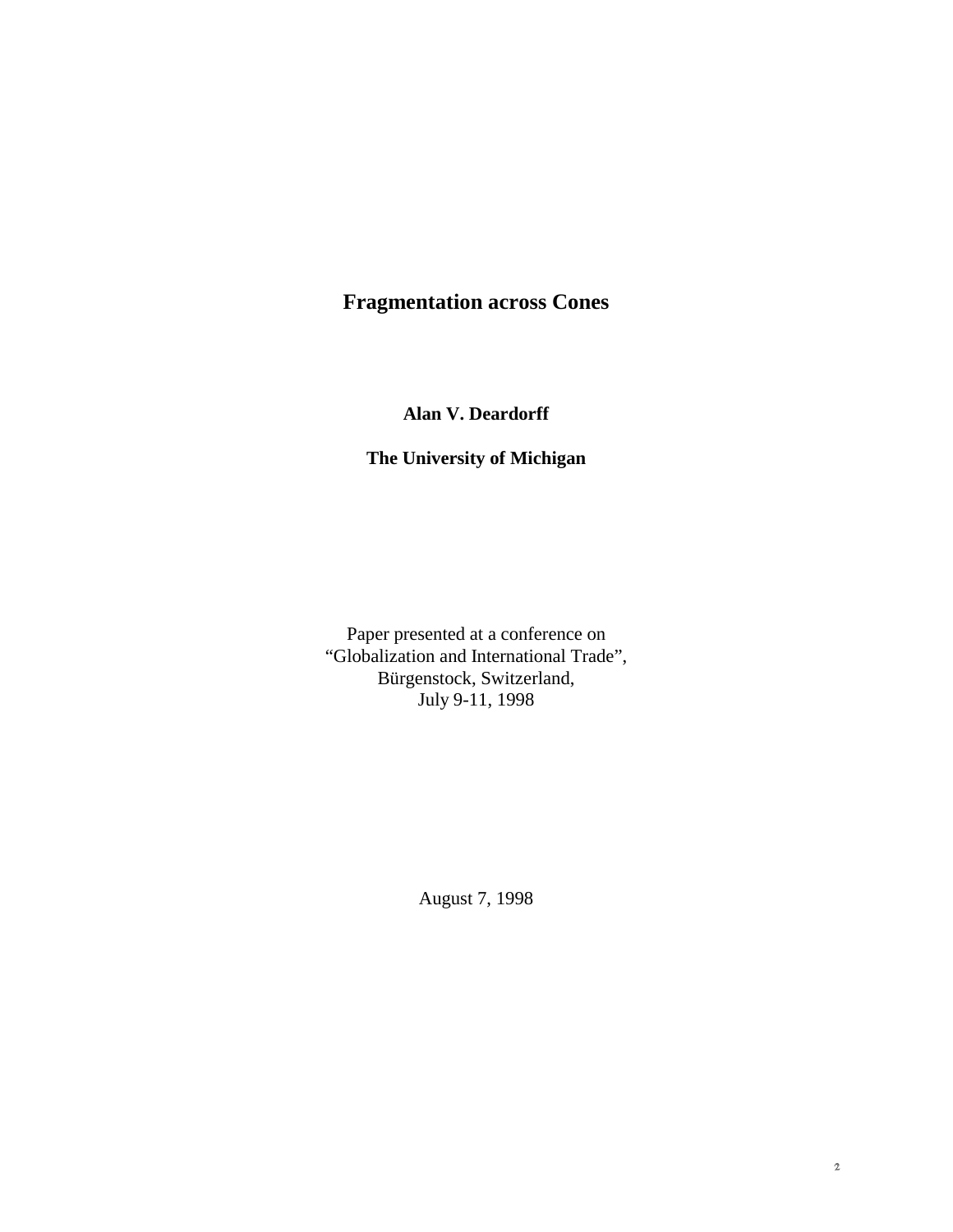# Fragmentation across Cones

**Alan V. Deardorff**

**The University of Michigan**

Paper presented at a conference on
“Globalization and International Trade”,
Bürgenstock, Switzerland,
July 9-11, 1998

August 7, 1998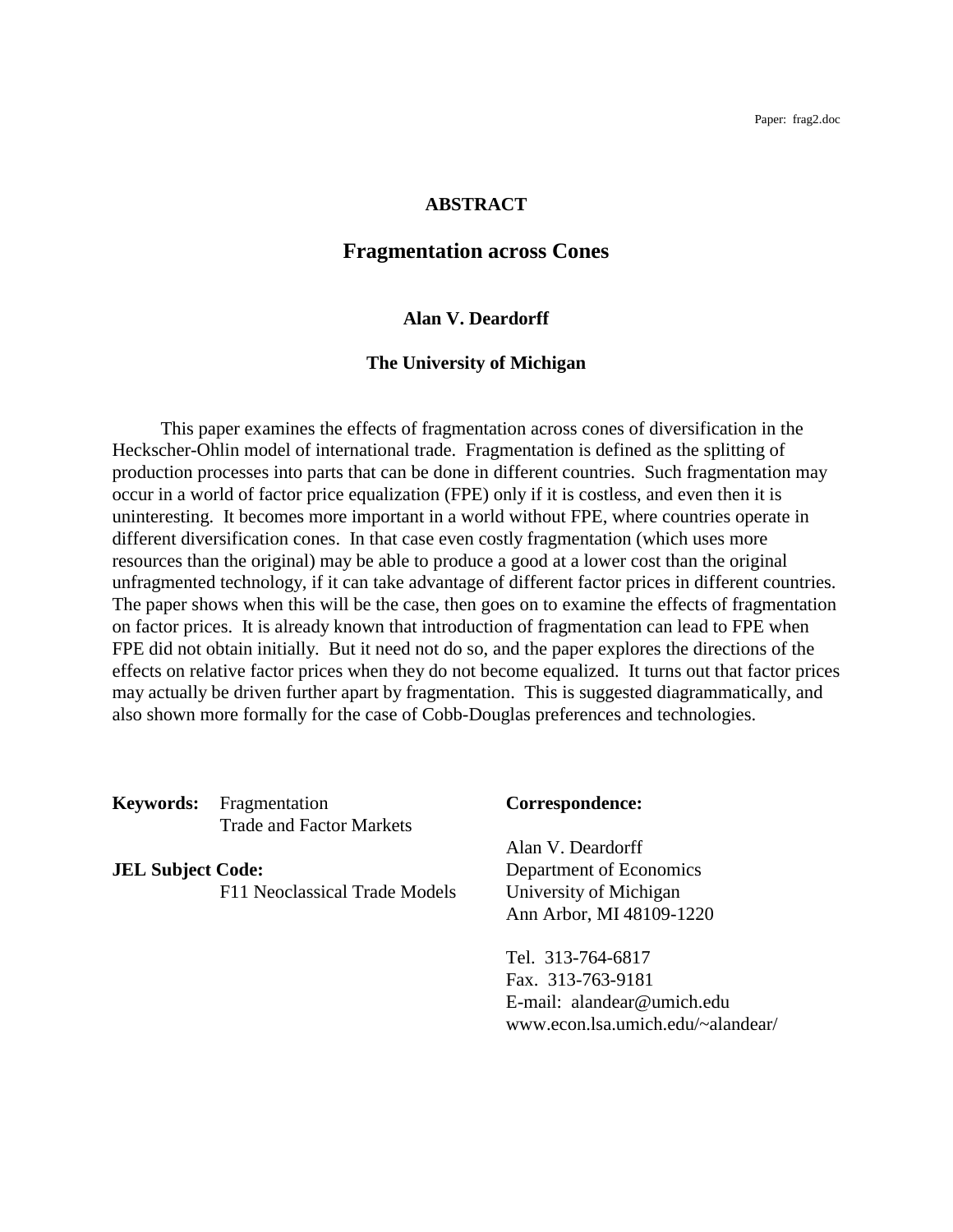Paper: frag2.doc

**ABSTRACT**

# Fragmentation across Cones

**Alan V. Deardorff**

**The University of Michigan**

This paper examines the effects of fragmentation across cones of diversification in the Heckscher-Ohlin model of international trade. Fragmentation is defined as the splitting of production processes into parts that can be done in different countries. Such fragmentation may occur in a world of factor price equalization (FPE) only if it is costless, and even then it is uninteresting. It becomes more important in a world without FPE, where countries operate in different diversification cones. In that case even costly fragmentation (which uses more resources than the original) may be able to produce a good at a lower cost than the original unfragmented technology, if it can take advantage of different factor prices in different countries. The paper shows when this will be the case, then goes on to examine the effects of fragmentation on factor prices. It is already known that introduction of fragmentation can lead to FPE when FPE did not obtain initially. But it need not do so, and the paper explores the directions of the effects on relative factor prices when they do not become equalized. It turns out that factor prices may actually be driven further apart by fragmentation. This is suggested diagrammatically, and also shown more formally for the case of Cobb-Douglas preferences and technologies.

**Keywords:** Fragmentation
Trade and Factor Markets

**JEL Subject Code:**
F11 Neoclassical Trade Models

**Correspondence:**

Alan V. Deardorff
Department of Economics
University of Michigan
Ann Arbor, MI 48109-1220

Tel. 313-764-6817
Fax. 313-763-9181
E-mail: alandear@umich.edu
www.econ.lsa.umich.edu/~alandear/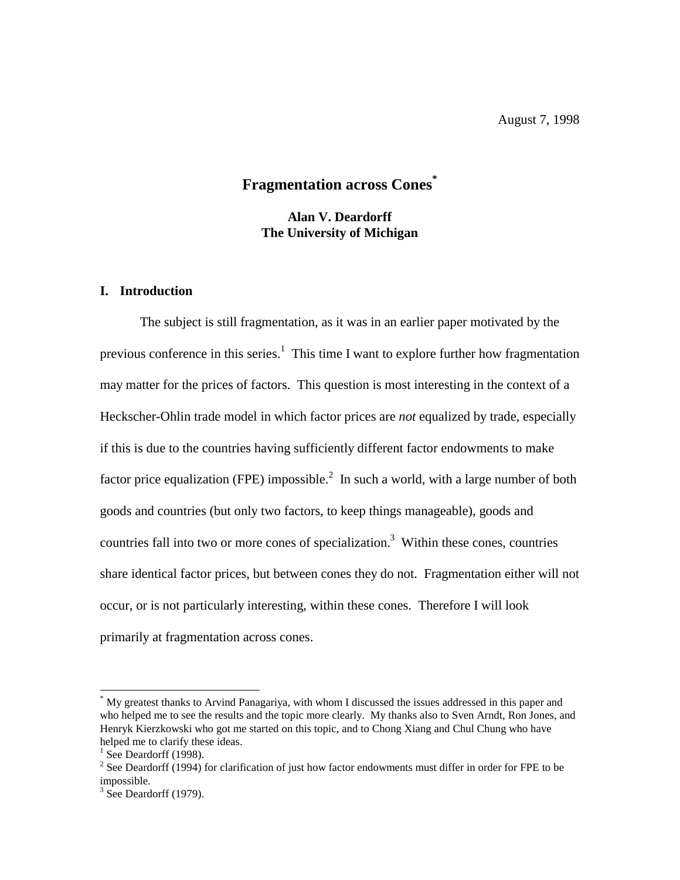August 7, 1998

# Fragmentation across Cones*

**Alan V. Deardorff**
**The University of Michigan**

## I. Introduction

The subject is still fragmentation, as it was in an earlier paper motivated by the previous conference in this series.[1] This time I want to explore further how fragmentation may matter for the prices of factors. This question is most interesting in the context of a Heckscher-Ohlin trade model in which factor prices are *not* equalized by trade, especially if this is due to the countries having sufficiently different factor endowments to make factor price equalization (FPE) impossible.[2] In such a world, with a large number of both goods and countries (but only two factors, to keep things manageable), goods and countries fall into two or more cones of specialization.[3] Within these cones, countries share identical factor prices, but between cones they do not. Fragmentation either will not occur, or is not particularly interesting, within these cones. Therefore I will look primarily at fragmentation across cones.

---

* My greatest thanks to Arvind Panagariya, with whom I discussed the issues addressed in this paper and who helped me to see the results and the topic more clearly. My thanks also to Sven Arndt, Ron Jones, and Henryk Kierzkowski who got me started on this topic, and to Chong Xiang and Chul Chung who have helped me to clarify these ideas.

[1] See Deardorff (1998).

[2] See Deardorff (1994) for clarification of just how factor endowments must differ in order for FPE to be impossible.

[3] See Deardorff (1979).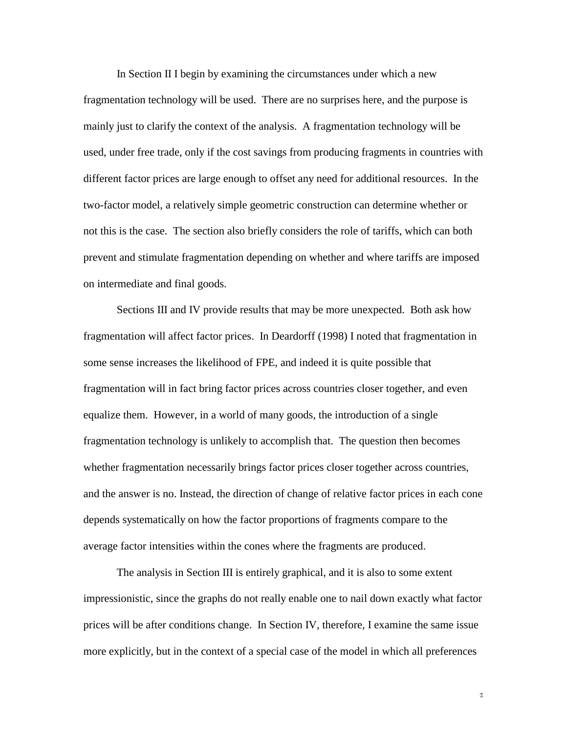In Section II I begin by examining the circumstances under which a new fragmentation technology will be used. There are no surprises here, and the purpose is mainly just to clarify the context of the analysis. A fragmentation technology will be used, under free trade, only if the cost savings from producing fragments in countries with different factor prices are large enough to offset any need for additional resources. In the two-factor model, a relatively simple geometric construction can determine whether or not this is the case. The section also briefly considers the role of tariffs, which can both prevent and stimulate fragmentation depending on whether and where tariffs are imposed on intermediate and final goods.

Sections III and IV provide results that may be more unexpected. Both ask how fragmentation will affect factor prices. In Deardorff (1998) I noted that fragmentation in some sense increases the likelihood of FPE, and indeed it is quite possible that fragmentation will in fact bring factor prices across countries closer together, and even equalize them. However, in a world of many goods, the introduction of a single fragmentation technology is unlikely to accomplish that. The question then becomes whether fragmentation necessarily brings factor prices closer together across countries, and the answer is no. Instead, the direction of change of relative factor prices in each cone depends systematically on how the factor proportions of fragments compare to the average factor intensities within the cones where the fragments are produced.

The analysis in Section III is entirely graphical, and it is also to some extent impressionistic, since the graphs do not really enable one to nail down exactly what factor prices will be after conditions change. In Section IV, therefore, I examine the same issue more explicitly, but in the context of a special case of the model in which all preferences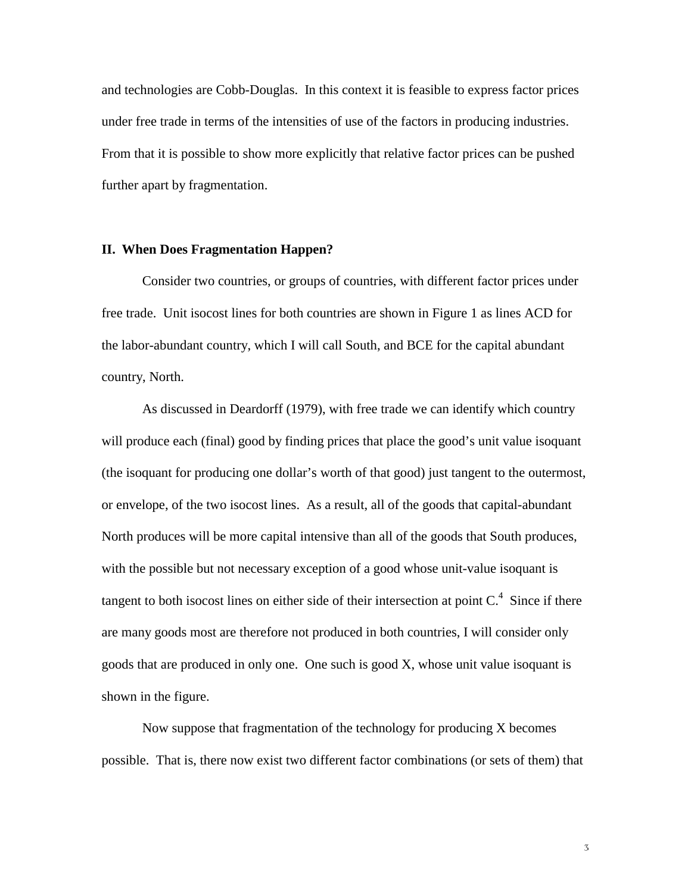and technologies are Cobb-Douglas. In this context it is feasible to express factor prices under free trade in terms of the intensities of use of the factors in producing industries. From that it is possible to show more explicitly that relative factor prices can be pushed further apart by fragmentation.

## II. When Does Fragmentation Happen?

Consider two countries, or groups of countries, with different factor prices under free trade. Unit isocost lines for both countries are shown in Figure 1 as lines ACD for the labor-abundant country, which I will call South, and BCE for the capital abundant country, North.

As discussed in Deardorff (1979), with free trade we can identify which country will produce each (final) good by finding prices that place the good's unit value isoquant (the isoquant for producing one dollar's worth of that good) just tangent to the outermost, or envelope, of the two isocost lines. As a result, all of the goods that capital-abundant North produces will be more capital intensive than all of the goods that South produces, with the possible but not necessary exception of a good whose unit-value isoquant is tangent to both isocost lines on either side of their intersection at point C.[4] Since if there are many goods most are therefore not produced in both countries, I will consider only goods that are produced in only one. One such is good X, whose unit value isoquant is shown in the figure.

Now suppose that fragmentation of the technology for producing X becomes possible. That is, there now exist two different factor combinations (or sets of them) that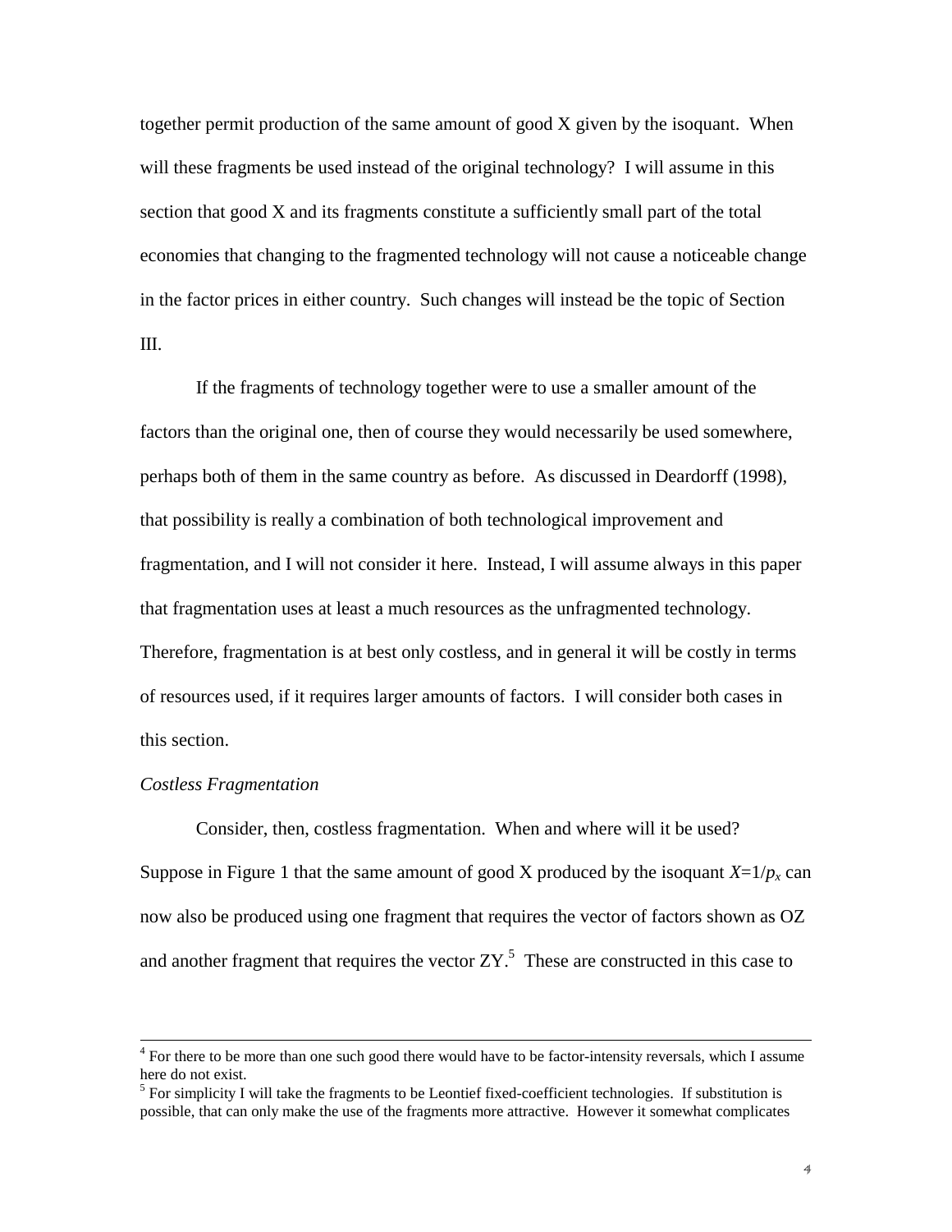together permit production of the same amount of good X given by the isoquant. When will these fragments be used instead of the original technology? I will assume in this section that good X and its fragments constitute a sufficiently small part of the total economies that changing to the fragmented technology will not cause a noticeable change in the factor prices in either country. Such changes will instead be the topic of Section III.

If the fragments of technology together were to use a smaller amount of the factors than the original one, then of course they would necessarily be used somewhere, perhaps both of them in the same country as before. As discussed in Deardorff (1998), that possibility is really a combination of both technological improvement and fragmentation, and I will not consider it here. Instead, I will assume always in this paper that fragmentation uses at least a much resources as the unfragmented technology. Therefore, fragmentation is at best only costless, and in general it will be costly in terms of resources used, if it requires larger amounts of factors. I will consider both cases in this section.

*Costless Fragmentation*

Consider, then, costless fragmentation. When and where will it be used? Suppose in Figure 1 that the same amount of good X produced by the isoquant $X=1/p_x$ can now also be produced using one fragment that requires the vector of factors shown as OZ and another fragment that requires the vector ZY.[5] These are constructed in this case to

---

[4] For there to be more than one such good there would have to be factor-intensity reversals, which I assume here do not exist.

[5] For simplicity I will take the fragments to be Leontief fixed-coefficient technologies. If substitution is possible, that can only make the use of the fragments more attractive. However it somewhat complicates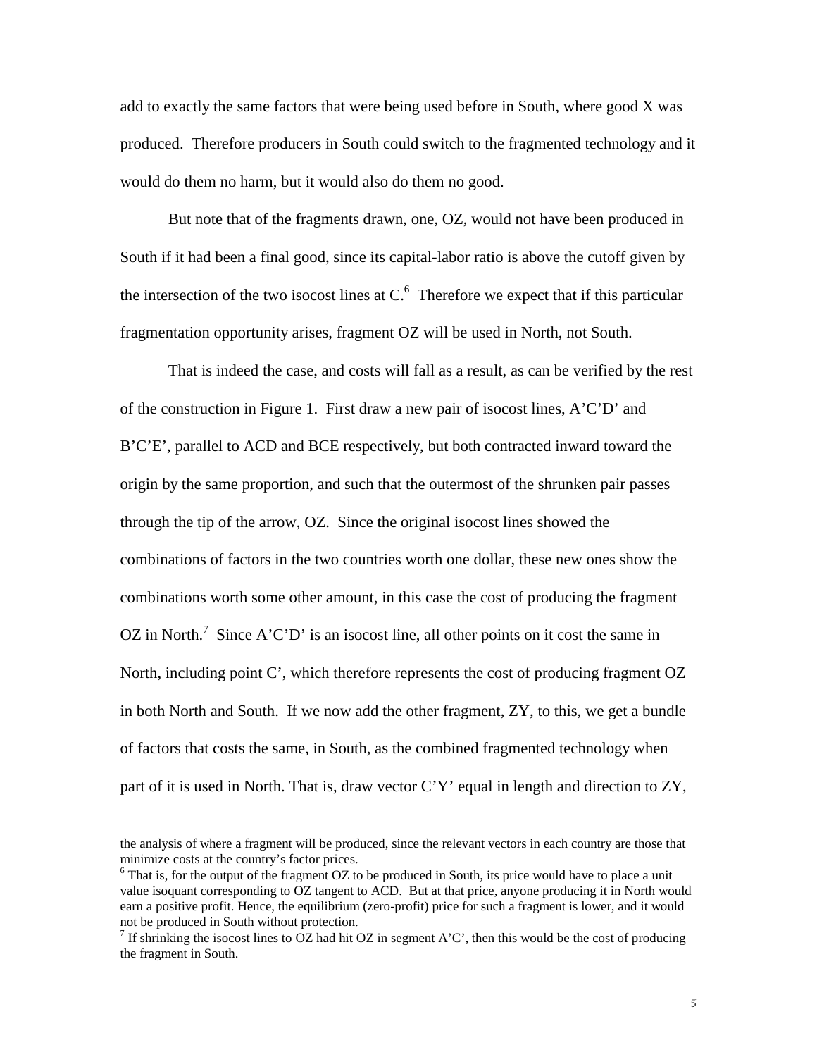add to exactly the same factors that were being used before in South, where good X was produced. Therefore producers in South could switch to the fragmented technology and it would do them no harm, but it would also do them no good.

But note that of the fragments drawn, one, OZ, would not have been produced in South if it had been a final good, since its capital-labor ratio is above the cutoff given by the intersection of the two isocost lines at C.[6] Therefore we expect that if this particular fragmentation opportunity arises, fragment OZ will be used in North, not South.

That is indeed the case, and costs will fall as a result, as can be verified by the rest of the construction in Figure 1. First draw a new pair of isocost lines, A'C'D' and B'C'E', parallel to ACD and BCE respectively, but both contracted inward toward the origin by the same proportion, and such that the outermost of the shrunken pair passes through the tip of the arrow, OZ. Since the original isocost lines showed the combinations of factors in the two countries worth one dollar, these new ones show the combinations worth some other amount, in this case the cost of producing the fragment OZ in North.[7] Since A'C'D' is an isocost line, all other points on it cost the same in North, including point C', which therefore represents the cost of producing fragment OZ in both North and South. If we now add the other fragment, ZY, to this, we get a bundle of factors that costs the same, in South, as the combined fragmented technology when part of it is used in North. That is, draw vector C'Y' equal in length and direction to ZY,

---

the analysis of where a fragment will be produced, since the relevant vectors in each country are those that minimize costs at the country's factor prices.

[6] That is, for the output of the fragment OZ to be produced in South, its price would have to place a unit value isoquant corresponding to OZ tangent to ACD. But at that price, anyone producing it in North would earn a positive profit. Hence, the equilibrium (zero-profit) price for such a fragment is lower, and it would not be produced in South without protection.

[7] If shrinking the isocost lines to OZ had hit OZ in segment A'C', then this would be the cost of producing the fragment in South.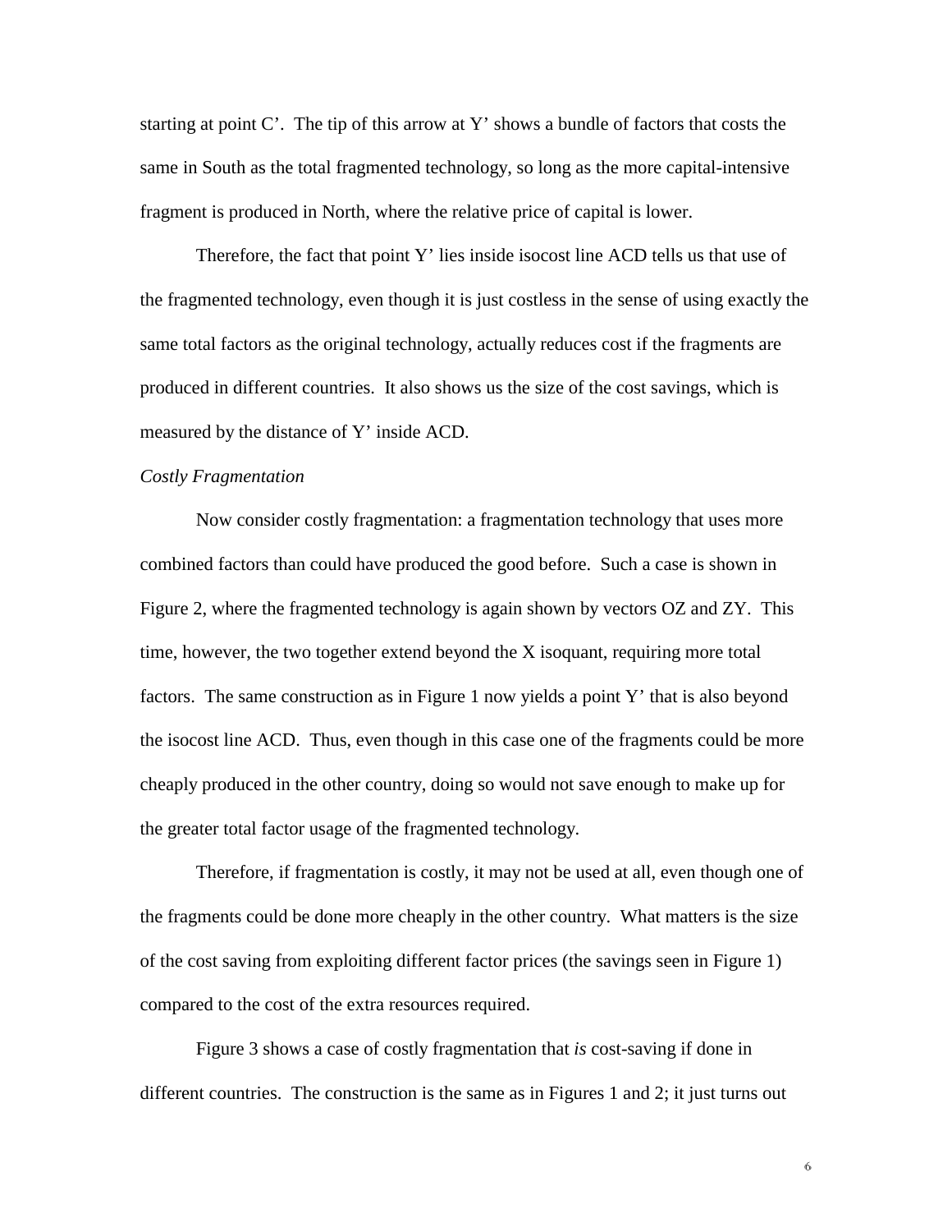starting at point C'. The tip of this arrow at Y' shows a bundle of factors that costs the same in South as the total fragmented technology, so long as the more capital-intensive fragment is produced in North, where the relative price of capital is lower.

Therefore, the fact that point Y' lies inside isocost line ACD tells us that use of the fragmented technology, even though it is just costless in the sense of using exactly the same total factors as the original technology, actually reduces cost if the fragments are produced in different countries. It also shows us the size of the cost savings, which is measured by the distance of Y' inside ACD.

*Costly Fragmentation*

Now consider costly fragmentation: a fragmentation technology that uses more combined factors than could have produced the good before. Such a case is shown in Figure 2, where the fragmented technology is again shown by vectors OZ and ZY. This time, however, the two together extend beyond the X isoquant, requiring more total factors. The same construction as in Figure 1 now yields a point Y' that is also beyond the isocost line ACD. Thus, even though in this case one of the fragments could be more cheaply produced in the other country, doing so would not save enough to make up for the greater total factor usage of the fragmented technology.

Therefore, if fragmentation is costly, it may not be used at all, even though one of the fragments could be done more cheaply in the other country. What matters is the size of the cost saving from exploiting different factor prices (the savings seen in Figure 1) compared to the cost of the extra resources required.

Figure 3 shows a case of costly fragmentation that *is* cost-saving if done in different countries. The construction is the same as in Figures 1 and 2; it just turns out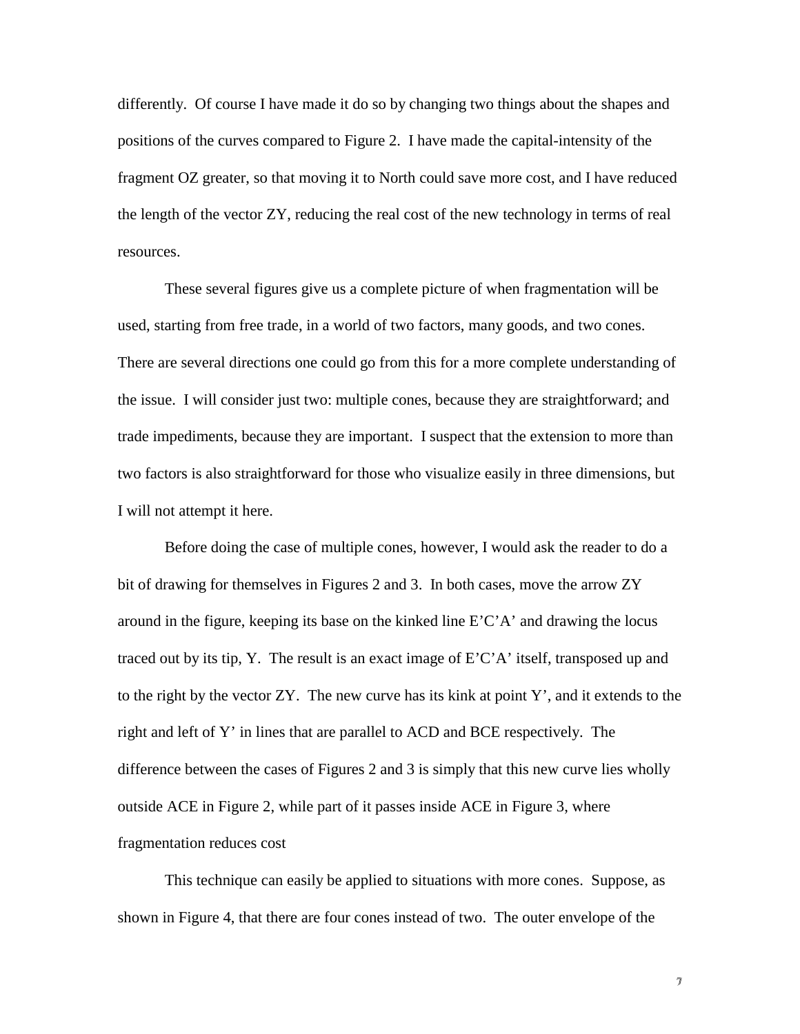differently. Of course I have made it do so by changing two things about the shapes and positions of the curves compared to Figure 2. I have made the capital-intensity of the fragment OZ greater, so that moving it to North could save more cost, and I have reduced the length of the vector ZY, reducing the real cost of the new technology in terms of real resources.

These several figures give us a complete picture of when fragmentation will be used, starting from free trade, in a world of two factors, many goods, and two cones. There are several directions one could go from this for a more complete understanding of the issue. I will consider just two: multiple cones, because they are straightforward; and trade impediments, because they are important. I suspect that the extension to more than two factors is also straightforward for those who visualize easily in three dimensions, but I will not attempt it here.

Before doing the case of multiple cones, however, I would ask the reader to do a bit of drawing for themselves in Figures 2 and 3. In both cases, move the arrow ZY around in the figure, keeping its base on the kinked line E'C'A' and drawing the locus traced out by its tip, Y. The result is an exact image of E'C'A' itself, transposed up and to the right by the vector ZY. The new curve has its kink at point Y', and it extends to the right and left of Y' in lines that are parallel to ACD and BCE respectively. The difference between the cases of Figures 2 and 3 is simply that this new curve lies wholly outside ACE in Figure 2, while part of it passes inside ACE in Figure 3, where fragmentation reduces cost

This technique can easily be applied to situations with more cones. Suppose, as shown in Figure 4, that there are four cones instead of two. The outer envelope of the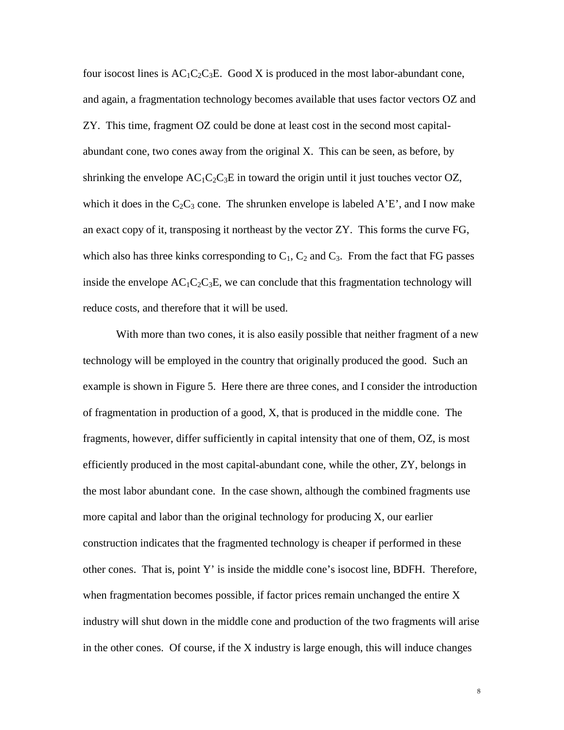four isocost lines is $AC_1C_2C_3E$. Good X is produced in the most labor-abundant cone, and again, a fragmentation technology becomes available that uses factor vectors OZ and ZY. This time, fragment OZ could be done at least cost in the second most capital-abundant cone, two cones away from the original X. This can be seen, as before, by shrinking the envelope $AC_1C_2C_3E$ in toward the origin until it just touches vector OZ, which it does in the $C_2C_3$ cone. The shrunken envelope is labeled A'E', and I now make an exact copy of it, transposing it northeast by the vector ZY. This forms the curve FG, which also has three kinks corresponding to $C_1$, $C_2$ and $C_3$. From the fact that FG passes inside the envelope $AC_1C_2C_3E$, we can conclude that this fragmentation technology will reduce costs, and therefore that it will be used.

With more than two cones, it is also easily possible that neither fragment of a new technology will be employed in the country that originally produced the good. Such an example is shown in Figure 5. Here there are three cones, and I consider the introduction of fragmentation in production of a good, X, that is produced in the middle cone. The fragments, however, differ sufficiently in capital intensity that one of them, OZ, is most efficiently produced in the most capital-abundant cone, while the other, ZY, belongs in the most labor abundant cone. In the case shown, although the combined fragments use more capital and labor than the original technology for producing X, our earlier construction indicates that the fragmented technology is cheaper if performed in these other cones. That is, point Y' is inside the middle cone's isocost line, BDFH. Therefore, when fragmentation becomes possible, if factor prices remain unchanged the entire X industry will shut down in the middle cone and production of the two fragments will arise in the other cones. Of course, if the X industry is large enough, this will induce changes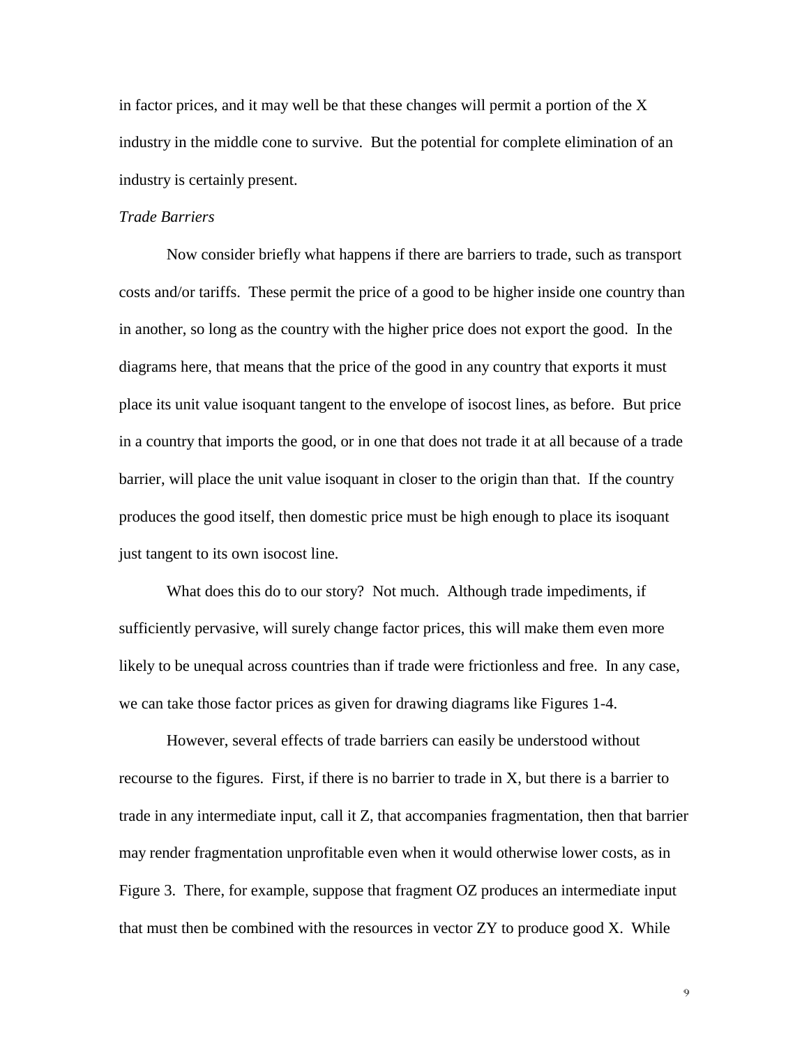in factor prices, and it may well be that these changes will permit a portion of the X industry in the middle cone to survive. But the potential for complete elimination of an industry is certainly present.

*Trade Barriers*

Now consider briefly what happens if there are barriers to trade, such as transport costs and/or tariffs. These permit the price of a good to be higher inside one country than in another, so long as the country with the higher price does not export the good. In the diagrams here, that means that the price of the good in any country that exports it must place its unit value isoquant tangent to the envelope of isocost lines, as before. But price in a country that imports the good, or in one that does not trade it at all because of a trade barrier, will place the unit value isoquant in closer to the origin than that. If the country produces the good itself, then domestic price must be high enough to place its isoquant just tangent to its own isocost line.

What does this do to our story? Not much. Although trade impediments, if sufficiently pervasive, will surely change factor prices, this will make them even more likely to be unequal across countries than if trade were frictionless and free. In any case, we can take those factor prices as given for drawing diagrams like Figures 1-4.

However, several effects of trade barriers can easily be understood without recourse to the figures. First, if there is no barrier to trade in X, but there is a barrier to trade in any intermediate input, call it Z, that accompanies fragmentation, then that barrier may render fragmentation unprofitable even when it would otherwise lower costs, as in Figure 3. There, for example, suppose that fragment OZ produces an intermediate input that must then be combined with the resources in vector ZY to produce good X. While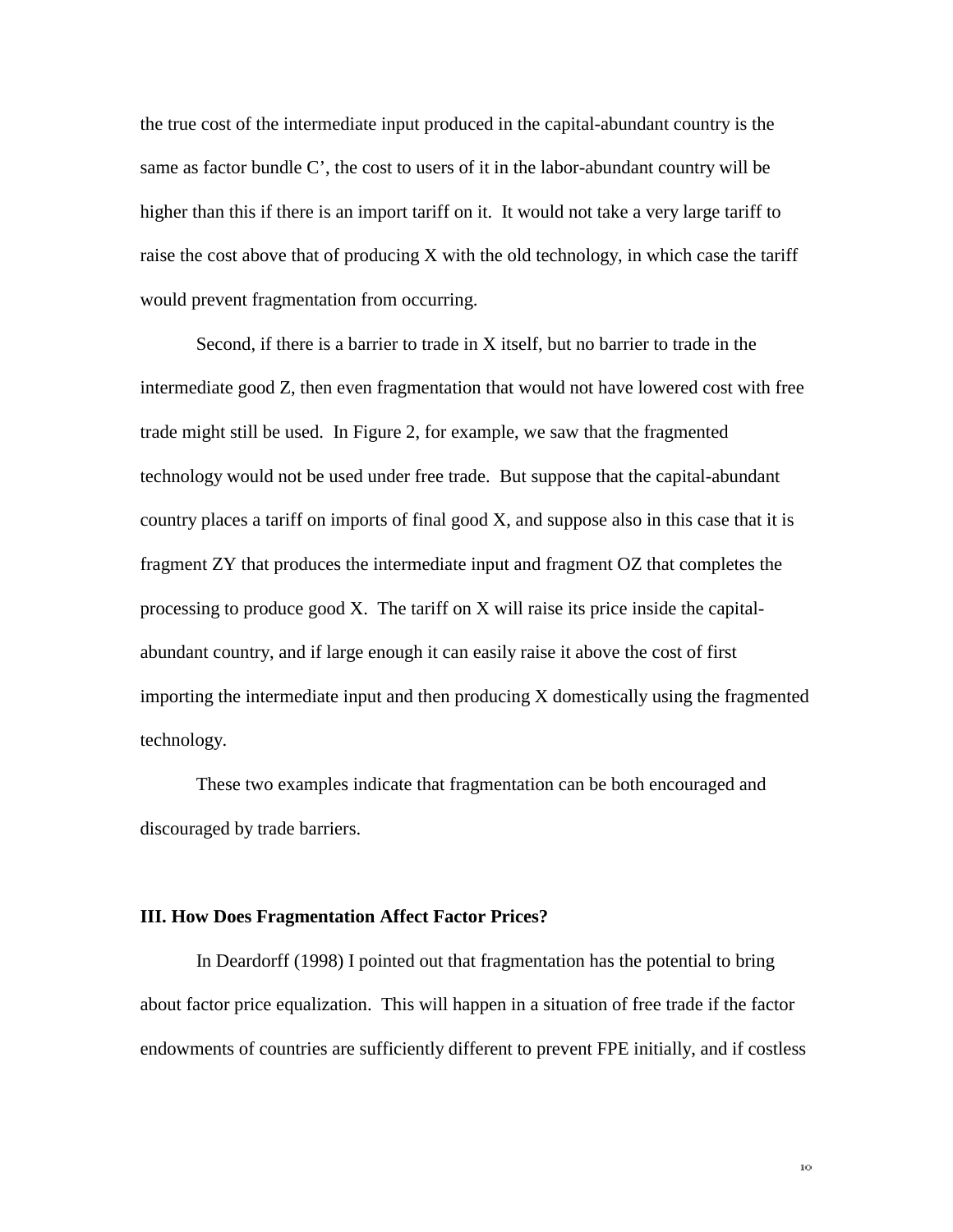the true cost of the intermediate input produced in the capital-abundant country is the same as factor bundle C', the cost to users of it in the labor-abundant country will be higher than this if there is an import tariff on it. It would not take a very large tariff to raise the cost above that of producing X with the old technology, in which case the tariff would prevent fragmentation from occurring.

Second, if there is a barrier to trade in X itself, but no barrier to trade in the intermediate good Z, then even fragmentation that would not have lowered cost with free trade might still be used. In Figure 2, for example, we saw that the fragmented technology would not be used under free trade. But suppose that the capital-abundant country places a tariff on imports of final good X, and suppose also in this case that it is fragment ZY that produces the intermediate input and fragment OZ that completes the processing to produce good X. The tariff on X will raise its price inside the capital-abundant country, and if large enough it can easily raise it above the cost of first importing the intermediate input and then producing X domestically using the fragmented technology.

These two examples indicate that fragmentation can be both encouraged and discouraged by trade barriers.

## III. How Does Fragmentation Affect Factor Prices?

In Deardorff (1998) I pointed out that fragmentation has the potential to bring about factor price equalization. This will happen in a situation of free trade if the factor endowments of countries are sufficiently different to prevent FPE initially, and if costless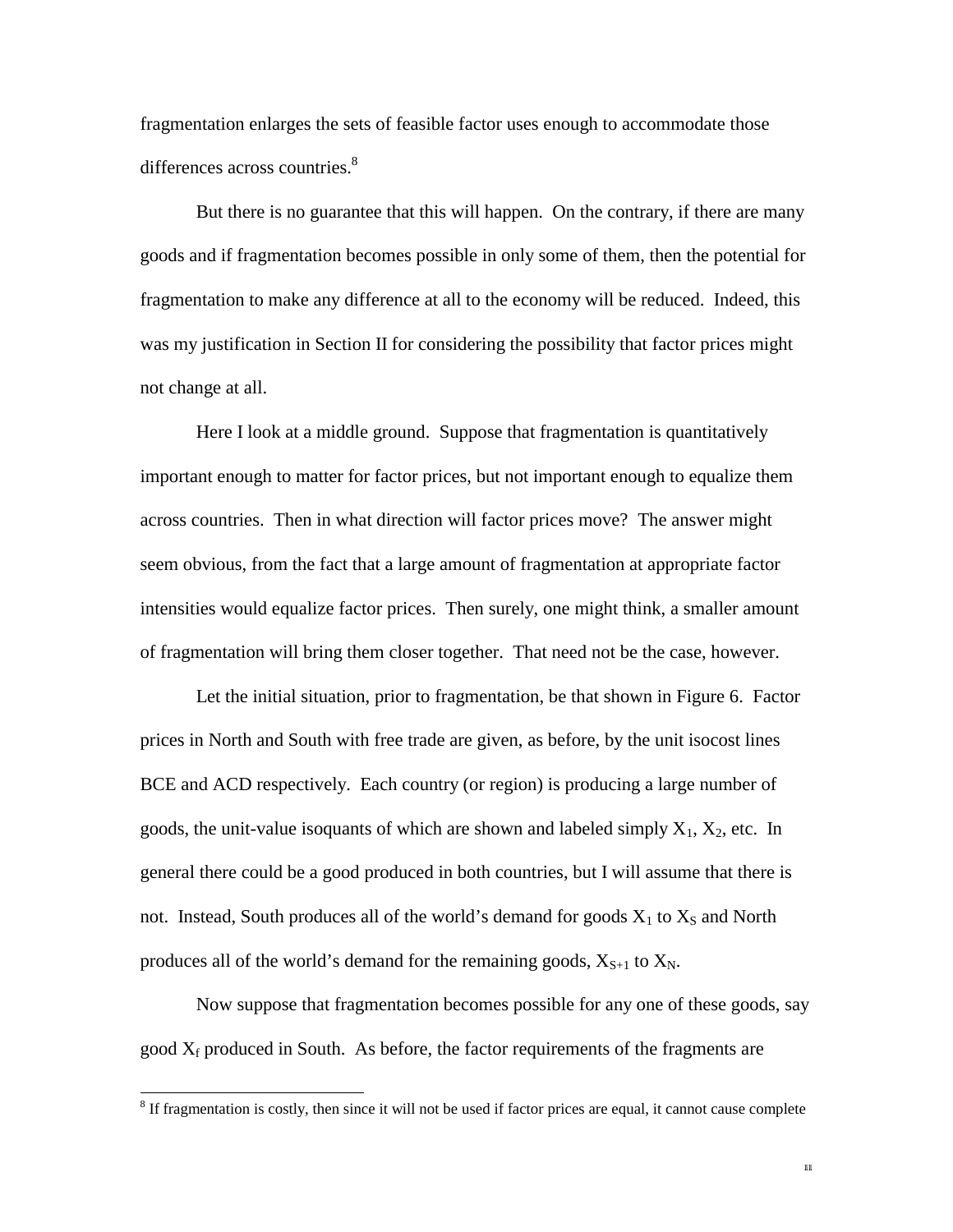fragmentation enlarges the sets of feasible factor uses enough to accommodate those differences across countries.[8]

But there is no guarantee that this will happen. On the contrary, if there are many goods and if fragmentation becomes possible in only some of them, then the potential for fragmentation to make any difference at all to the economy will be reduced. Indeed, this was my justification in Section II for considering the possibility that factor prices might not change at all.

Here I look at a middle ground. Suppose that fragmentation is quantitatively important enough to matter for factor prices, but not important enough to equalize them across countries. Then in what direction will factor prices move? The answer might seem obvious, from the fact that a large amount of fragmentation at appropriate factor intensities would equalize factor prices. Then surely, one might think, a smaller amount of fragmentation will bring them closer together. That need not be the case, however.

Let the initial situation, prior to fragmentation, be that shown in Figure 6. Factor prices in North and South with free trade are given, as before, by the unit isocost lines BCE and ACD respectively. Each country (or region) is producing a large number of goods, the unit-value isoquants of which are shown and labeled simply $X_1$, $X_2$, etc. In general there could be a good produced in both countries, but I will assume that there is not. Instead, South produces all of the world's demand for goods $X_1$ to $X_S$ and North produces all of the world's demand for the remaining goods, $X_{S+1}$ to $X_N$.

Now suppose that fragmentation becomes possible for any one of these goods, say good $X_f$ produced in South. As before, the factor requirements of the fragments are

[8] If fragmentation is costly, then since it will not be used if factor prices are equal, it cannot cause complete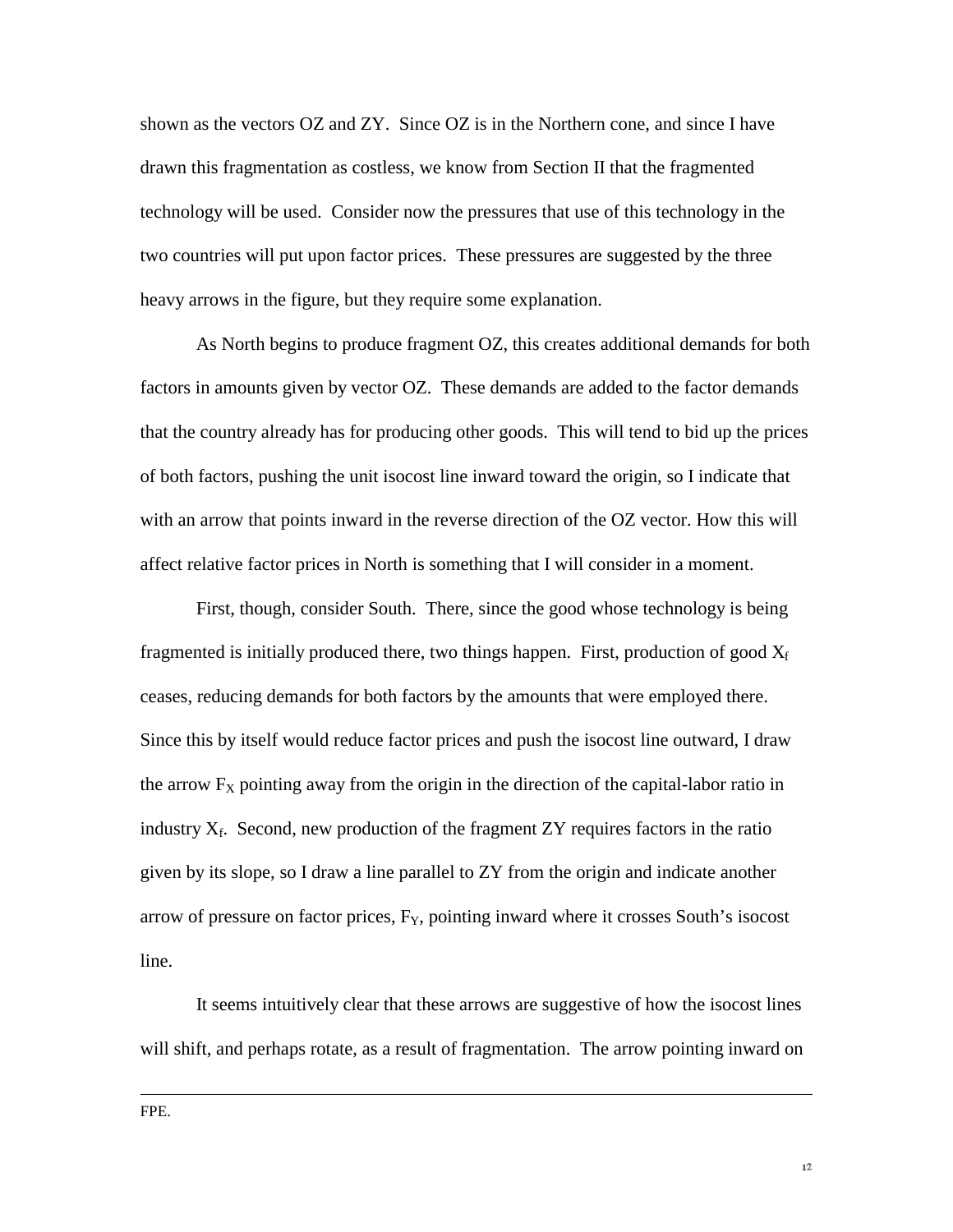shown as the vectors OZ and ZY. Since OZ is in the Northern cone, and since I have drawn this fragmentation as costless, we know from Section II that the fragmented technology will be used. Consider now the pressures that use of this technology in the two countries will put upon factor prices. These pressures are suggested by the three heavy arrows in the figure, but they require some explanation.

As North begins to produce fragment OZ, this creates additional demands for both factors in amounts given by vector OZ. These demands are added to the factor demands that the country already has for producing other goods. This will tend to bid up the prices of both factors, pushing the unit isocost line inward toward the origin, so I indicate that with an arrow that points inward in the reverse direction of the OZ vector. How this will affect relative factor prices in North is something that I will consider in a moment.

First, though, consider South. There, since the good whose technology is being fragmented is initially produced there, two things happen. First, production of good $X_f$ ceases, reducing demands for both factors by the amounts that were employed there. Since this by itself would reduce factor prices and push the isocost line outward, I draw the arrow $F_X$ pointing away from the origin in the direction of the capital-labor ratio in industry $X_f$. Second, new production of the fragment ZY requires factors in the ratio given by its slope, so I draw a line parallel to ZY from the origin and indicate another arrow of pressure on factor prices, $F_Y$, pointing inward where it crosses South's isocost line.

It seems intuitively clear that these arrows are suggestive of how the isocost lines will shift, and perhaps rotate, as a result of fragmentation. The arrow pointing inward on

---

FPE.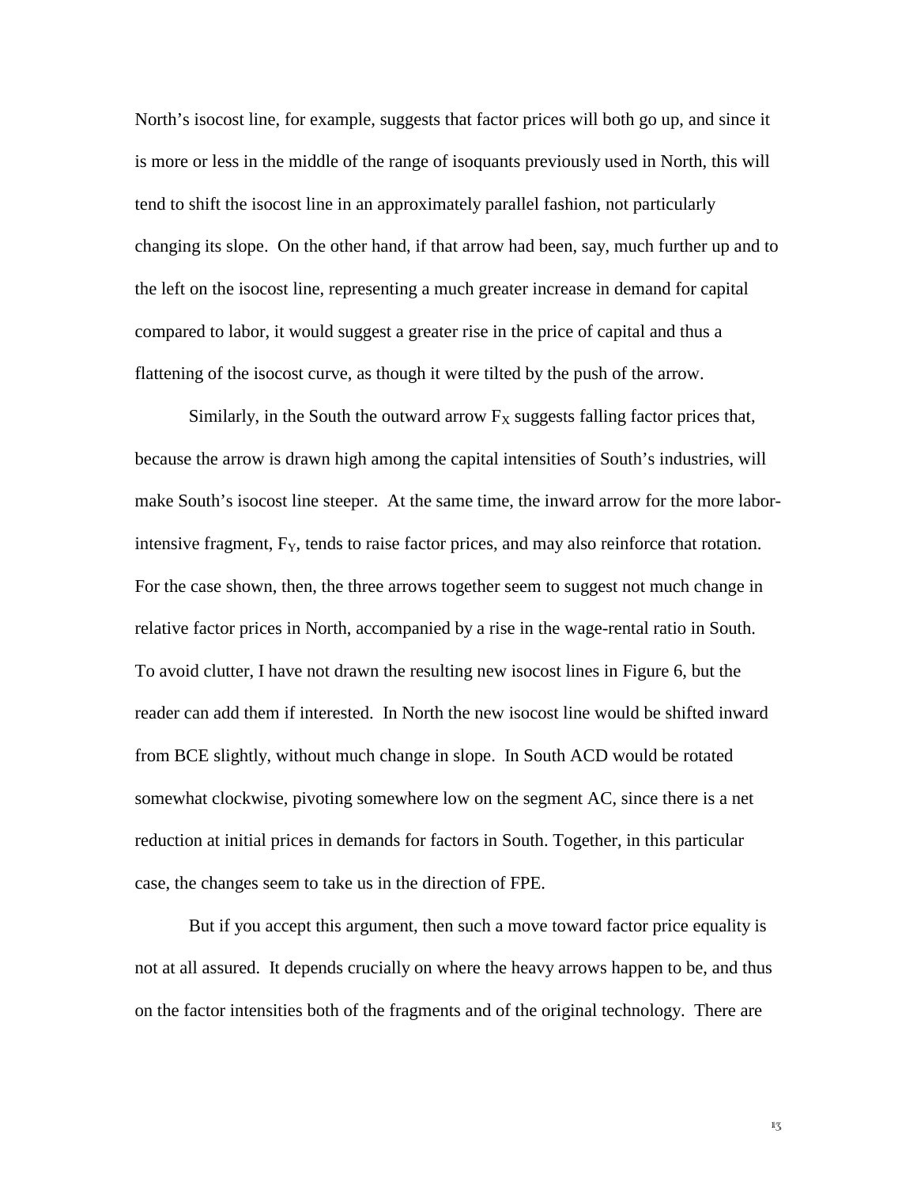North's isocost line, for example, suggests that factor prices will both go up, and since it is more or less in the middle of the range of isoquants previously used in North, this will tend to shift the isocost line in an approximately parallel fashion, not particularly changing its slope. On the other hand, if that arrow had been, say, much further up and to the left on the isocost line, representing a much greater increase in demand for capital compared to labor, it would suggest a greater rise in the price of capital and thus a flattening of the isocost curve, as though it were tilted by the push of the arrow.

Similarly, in the South the outward arrow $F_X$ suggests falling factor prices that, because the arrow is drawn high among the capital intensities of South's industries, will make South's isocost line steeper. At the same time, the inward arrow for the more labor-intensive fragment, $F_Y$, tends to raise factor prices, and may also reinforce that rotation. For the case shown, then, the three arrows together seem to suggest not much change in relative factor prices in North, accompanied by a rise in the wage-rental ratio in South. To avoid clutter, I have not drawn the resulting new isocost lines in Figure 6, but the reader can add them if interested. In North the new isocost line would be shifted inward from BCE slightly, without much change in slope. In South ACD would be rotated somewhat clockwise, pivoting somewhere low on the segment AC, since there is a net reduction at initial prices in demands for factors in South. Together, in this particular case, the changes seem to take us in the direction of FPE.

But if you accept this argument, then such a move toward factor price equality is not at all assured. It depends crucially on where the heavy arrows happen to be, and thus on the factor intensities both of the fragments and of the original technology. There are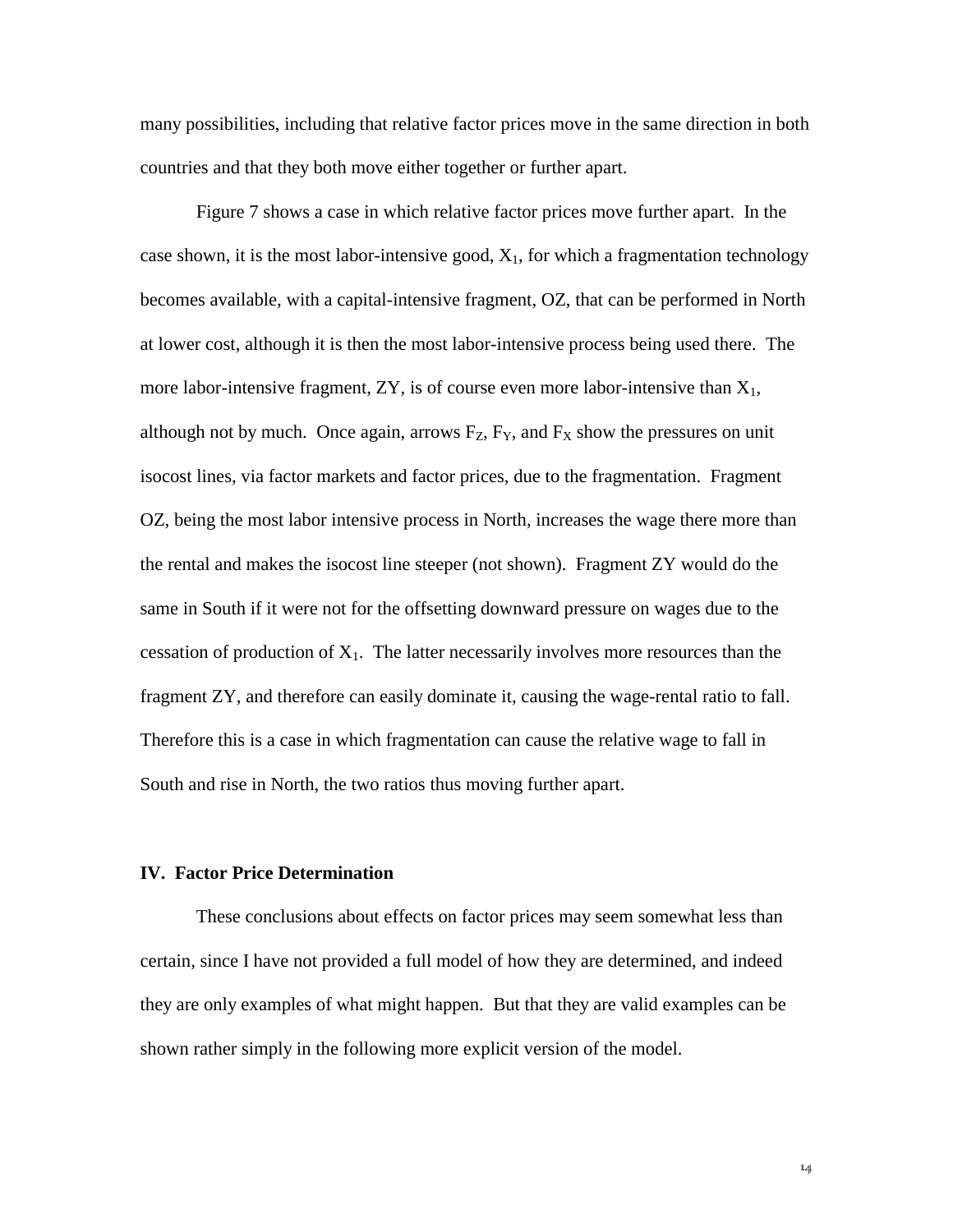many possibilities, including that relative factor prices move in the same direction in both countries and that they both move either together or further apart.

Figure 7 shows a case in which relative factor prices move further apart. In the case shown, it is the most labor-intensive good, $X_1$, for which a fragmentation technology becomes available, with a capital-intensive fragment, OZ, that can be performed in North at lower cost, although it is then the most labor-intensive process being used there. The more labor-intensive fragment, ZY, is of course even more labor-intensive than $X_1$, although not by much. Once again, arrows $F_Z$, $F_Y$, and $F_X$ show the pressures on unit isocost lines, via factor markets and factor prices, due to the fragmentation. Fragment OZ, being the most labor intensive process in North, increases the wage there more than the rental and makes the isocost line steeper (not shown). Fragment ZY would do the same in South if it were not for the offsetting downward pressure on wages due to the cessation of production of $X_1$. The latter necessarily involves more resources than the fragment ZY, and therefore can easily dominate it, causing the wage-rental ratio to fall. Therefore this is a case in which fragmentation can cause the relative wage to fall in South and rise in North, the two ratios thus moving further apart.

## IV. Factor Price Determination

These conclusions about effects on factor prices may seem somewhat less than certain, since I have not provided a full model of how they are determined, and indeed they are only examples of what might happen. But that they are valid examples can be shown rather simply in the following more explicit version of the model.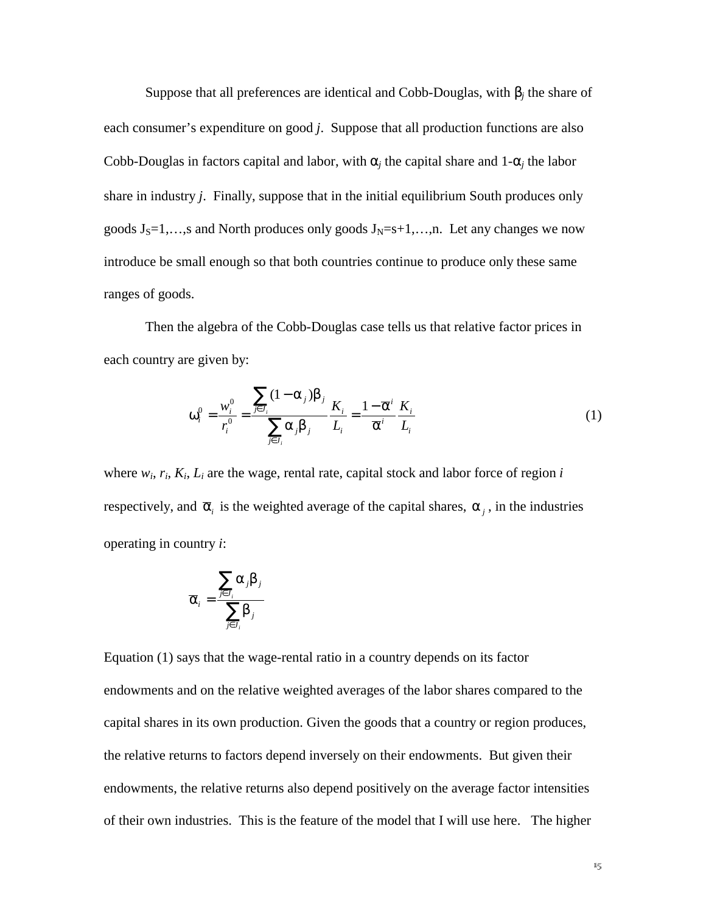Suppose that all preferences are identical and Cobb-Douglas, with $\beta_j$ the share of each consumer's expenditure on good *j*. Suppose that all production functions are also Cobb-Douglas in factors capital and labor, with $\alpha_j$ the capital share and $1-\alpha_j$ the labor share in industry *j*. Finally, suppose that in the initial equilibrium South produces only goods $J_S=1,\ldots,s$ and North produces only goods $J_N=s+1,\ldots,n$. Let any changes we now introduce be small enough so that both countries continue to produce only these same ranges of goods.

Then the algebra of the Cobb-Douglas case tells us that relative factor prices in each country are given by:

$$\omega_i^0 = \frac{w_i^0}{r_i^0} = \frac{\sum_{j \in J_i} (1-\alpha_j)\beta_j}{\sum_{j \in J_i} \alpha_j \beta_j} \frac{K_i}{L_i} = \frac{1-\bar{\alpha}^i}{\bar{\alpha}^i} \frac{K_i}{L_i} \tag{1}$$

where $w_i$, $r_i$, $K_i$, $L_i$ are the wage, rental rate, capital stock and labor force of region *i* respectively, and $\bar{\alpha}_i$ is the weighted average of the capital shares, $\alpha_j$, in the industries operating in country *i*:

$$\bar{\alpha}_i = \frac{\sum_{j \in J_i} \alpha_j \beta_j}{\sum_{j \in J_i} \beta_j}$$

Equation (1) says that the wage-rental ratio in a country depends on its factor endowments and on the relative weighted averages of the labor shares compared to the capital shares in its own production. Given the goods that a country or region produces, the relative returns to factors depend inversely on their endowments. But given their endowments, the relative returns also depend positively on the average factor intensities of their own industries. This is the feature of the model that I will use here. The higher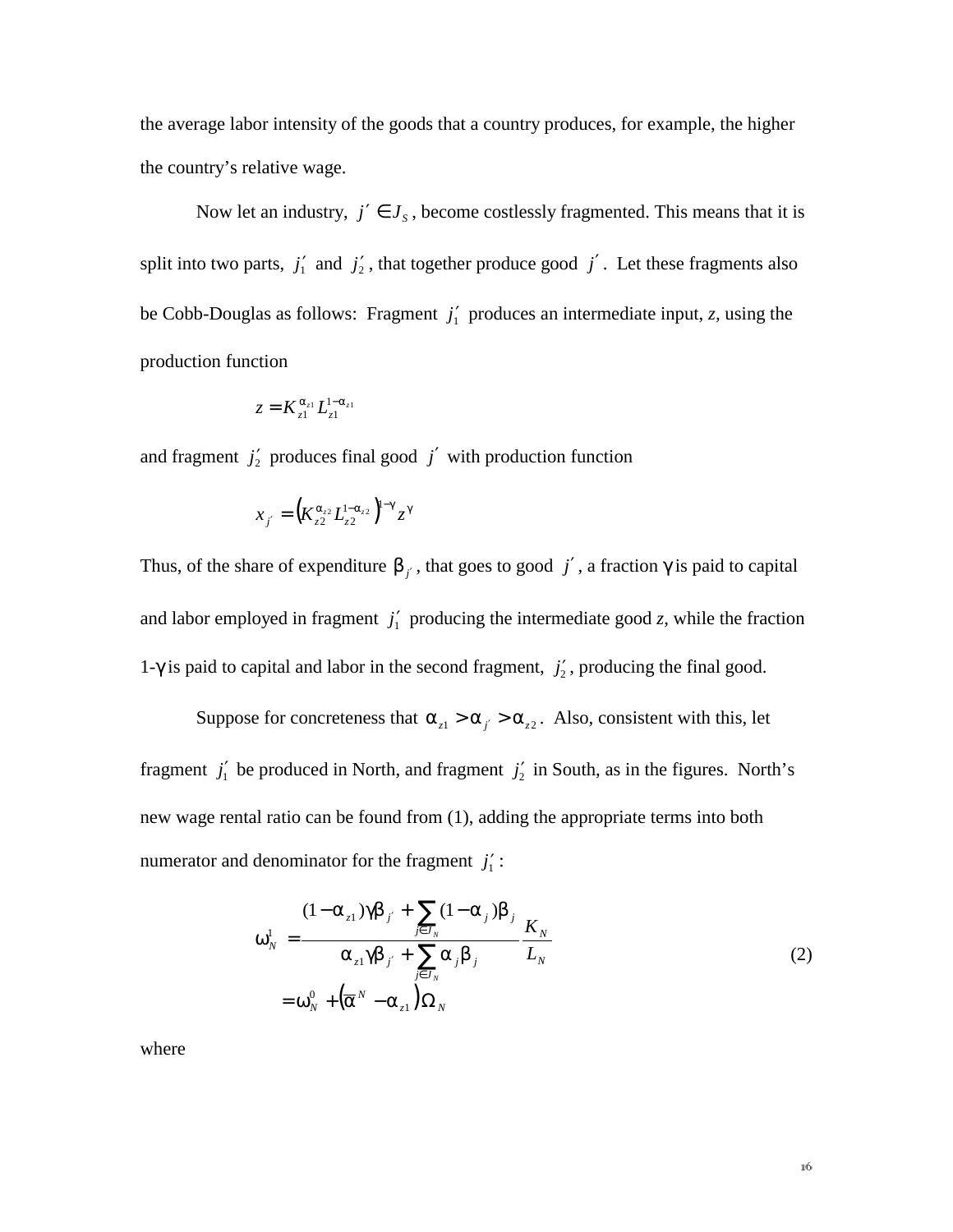the average labor intensity of the goods that a country produces, for example, the higher the country's relative wage.

Now let an industry, $j' \in J_S$, become costlessly fragmented. This means that it is split into two parts, $j_1'$ and $j_2'$, that together produce good $j'$. Let these fragments also be Cobb-Douglas as follows: Fragment $j_1'$ produces an intermediate input, *z*, using the production function

$$z = K_{z1}^{\alpha_{z1}} L_{z1}^{1-\alpha_{z1}}$$

and fragment $j_2'$ produces final good $j'$ with production function

$$x_{j'} = \left(K_{z2}^{\alpha_{z2}} L_{z2}^{1-\alpha_{z2}}\right)^{1-\gamma} z^{\gamma}$$

Thus, of the share of expenditure $\beta_{j'}$, that goes to good $j'$, a fraction $\gamma$ is paid to capital and labor employed in fragment $j_1'$ producing the intermediate good *z*, while the fraction $1-\gamma$ is paid to capital and labor in the second fragment, $j_2'$, producing the final good.

Suppose for concreteness that $\alpha_{z1} > \alpha_{j'} > \alpha_{z2}$. Also, consistent with this, let fragment $j_1'$ be produced in North, and fragment $j_2'$ in South, as in the figures. North's new wage rental ratio can be found from (1), adding the appropriate terms into both numerator and denominator for the fragment $j_1'$:

$$\begin{aligned}
\omega_N^1 &= \frac{(1-\alpha_{z1})\gamma\beta_{j'} + \sum_{j \in J_N} (1-\alpha_j)\beta_j}{\alpha_{z1}\gamma\beta_{j'} + \sum_{j \in J_N} \alpha_j \beta_j} \frac{K_N}{L_N} \\
&= \omega_N^0 + \left(\bar{\alpha}^N - \alpha_{z1}\right)\Omega_N
\end{aligned} \tag{2}$$

where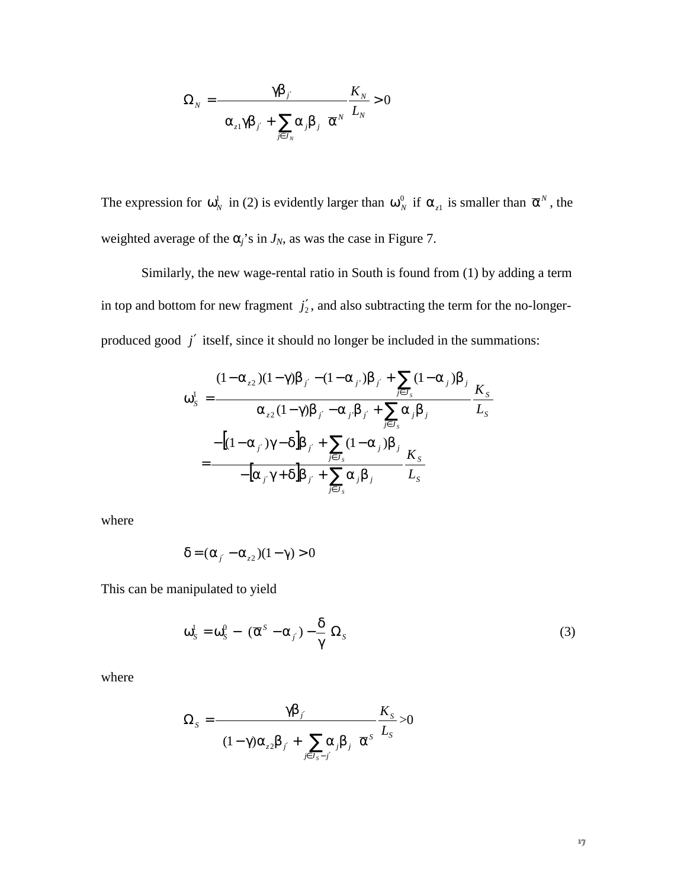$$\Omega_N = \frac{\gamma\beta_{j'}}{\alpha_{z1}\gamma\beta_{j'} + \sum_{j\in J_N}\alpha_j\beta_j \quad \bar{\alpha}^N}\frac{K_N}{L_N} > 0$$

The expression for $\omega_N^1$ in (2) is evidently larger than $\omega_N^0$ if $\alpha_{z1}$ is smaller than $\bar{\alpha}^N$, the weighted average of the $\alpha_j$'s in $J_N$, as was the case in Figure 7.

Similarly, the new wage-rental ratio in South is found from (1) by adding a term in top and bottom for new fragment $j_2'$, and also subtracting the term for the no-longer-produced good $j'$ itself, since it should no longer be included in the summations:

$$\omega_S^1 = \frac{(1-\alpha_{z2})(1-\gamma)\beta_{j'} - (1-\alpha_{j'})\beta_{j'} + \sum_{j\in J_S}(1-\alpha_j)\beta_j}{\alpha_{z2}(1-\gamma)\beta_{j'} - \alpha_{j'}\beta_{j'} + \sum_{j\in J_S}\alpha_j\beta_j}\frac{K_S}{L_S}$$

$$= \frac{-\left[(1-\alpha_{j'})\gamma - \delta\right]\beta_{j'} + \sum_{j\in J_S}(1-\alpha_j)\beta_j}{-\left[\alpha_{j'}\gamma + \delta\right]\beta_{j'} + \sum_{j\in J_S}\alpha_j\beta_j}\frac{K_S}{L_S}$$

where

$$\delta = (\alpha_{j'} - \alpha_{z2})(1-\gamma) > 0$$

This can be manipulated to yield

$$\omega_S^1 = \omega_S^0 - \left(\bar{\alpha}^S - \alpha_{j'}\right) - \frac{\delta}{\gamma}\ \Omega_S \tag{3}$$

where

$$\Omega_S = \frac{\gamma\beta_{j'}}{(1-\gamma)\alpha_{z2}\beta_{j'} + \sum_{j\in J_S - j'}\alpha_j\beta_j \quad \bar{\alpha}^S}\frac{K_S}{L_S} > 0$$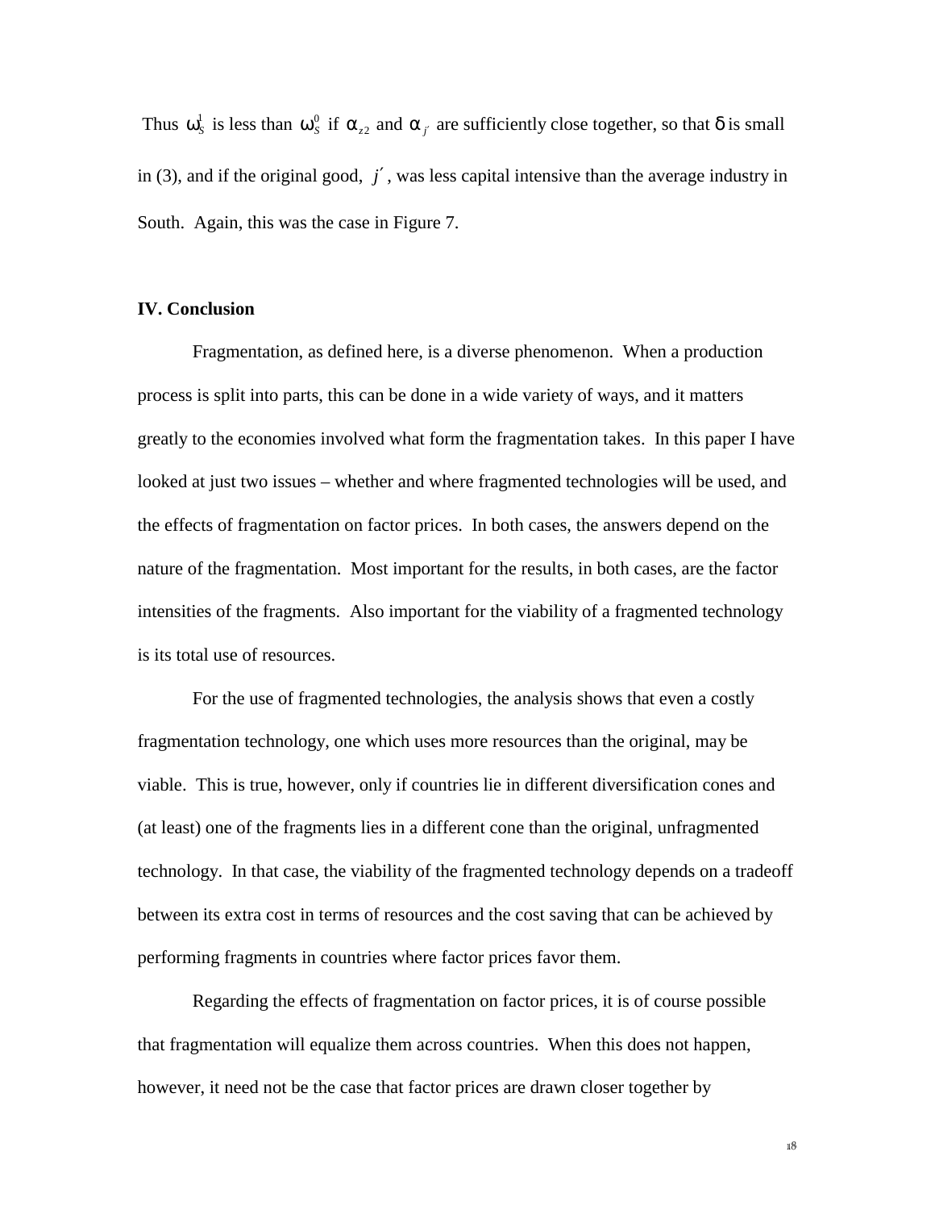Thus $\omega_S^1$ is less than $\omega_S^0$ if $\alpha_{z2}$ and $\alpha_{j'}$ are sufficiently close together, so that $\delta$ is small in (3), and if the original good, $j'$, was less capital intensive than the average industry in South. Again, this was the case in Figure 7.

## IV. Conclusion

Fragmentation, as defined here, is a diverse phenomenon. When a production process is split into parts, this can be done in a wide variety of ways, and it matters greatly to the economies involved what form the fragmentation takes. In this paper I have looked at just two issues – whether and where fragmented technologies will be used, and the effects of fragmentation on factor prices. In both cases, the answers depend on the nature of the fragmentation. Most important for the results, in both cases, are the factor intensities of the fragments. Also important for the viability of a fragmented technology is its total use of resources.

For the use of fragmented technologies, the analysis shows that even a costly fragmentation technology, one which uses more resources than the original, may be viable. This is true, however, only if countries lie in different diversification cones and (at least) one of the fragments lies in a different cone than the original, unfragmented technology. In that case, the viability of the fragmented technology depends on a tradeoff between its extra cost in terms of resources and the cost saving that can be achieved by performing fragments in countries where factor prices favor them.

Regarding the effects of fragmentation on factor prices, it is of course possible that fragmentation will equalize them across countries. When this does not happen, however, it need not be the case that factor prices are drawn closer together by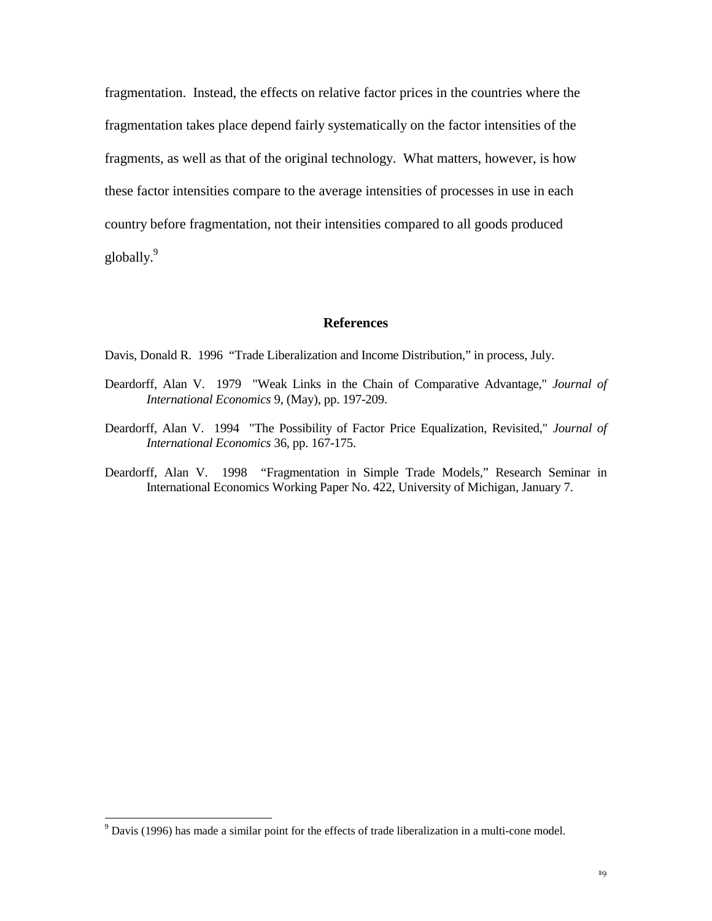fragmentation. Instead, the effects on relative factor prices in the countries where the fragmentation takes place depend fairly systematically on the factor intensities of the fragments, as well as that of the original technology. What matters, however, is how these factor intensities compare to the average intensities of processes in use in each country before fragmentation, not their intensities compared to all goods produced globally.[9]

## References

Davis, Donald R. 1996 "Trade Liberalization and Income Distribution," in process, July.

Deardorff, Alan V. 1979 "Weak Links in the Chain of Comparative Advantage," *Journal of International Economics* 9, (May), pp. 197-209.

Deardorff, Alan V. 1994 "The Possibility of Factor Price Equalization, Revisited," *Journal of International Economics* 36, pp. 167-175.

Deardorff, Alan V. 1998 "Fragmentation in Simple Trade Models," Research Seminar in International Economics Working Paper No. 422, University of Michigan, January 7.

---

[9] Davis (1996) has made a similar point for the effects of trade liberalization in a multi-cone model.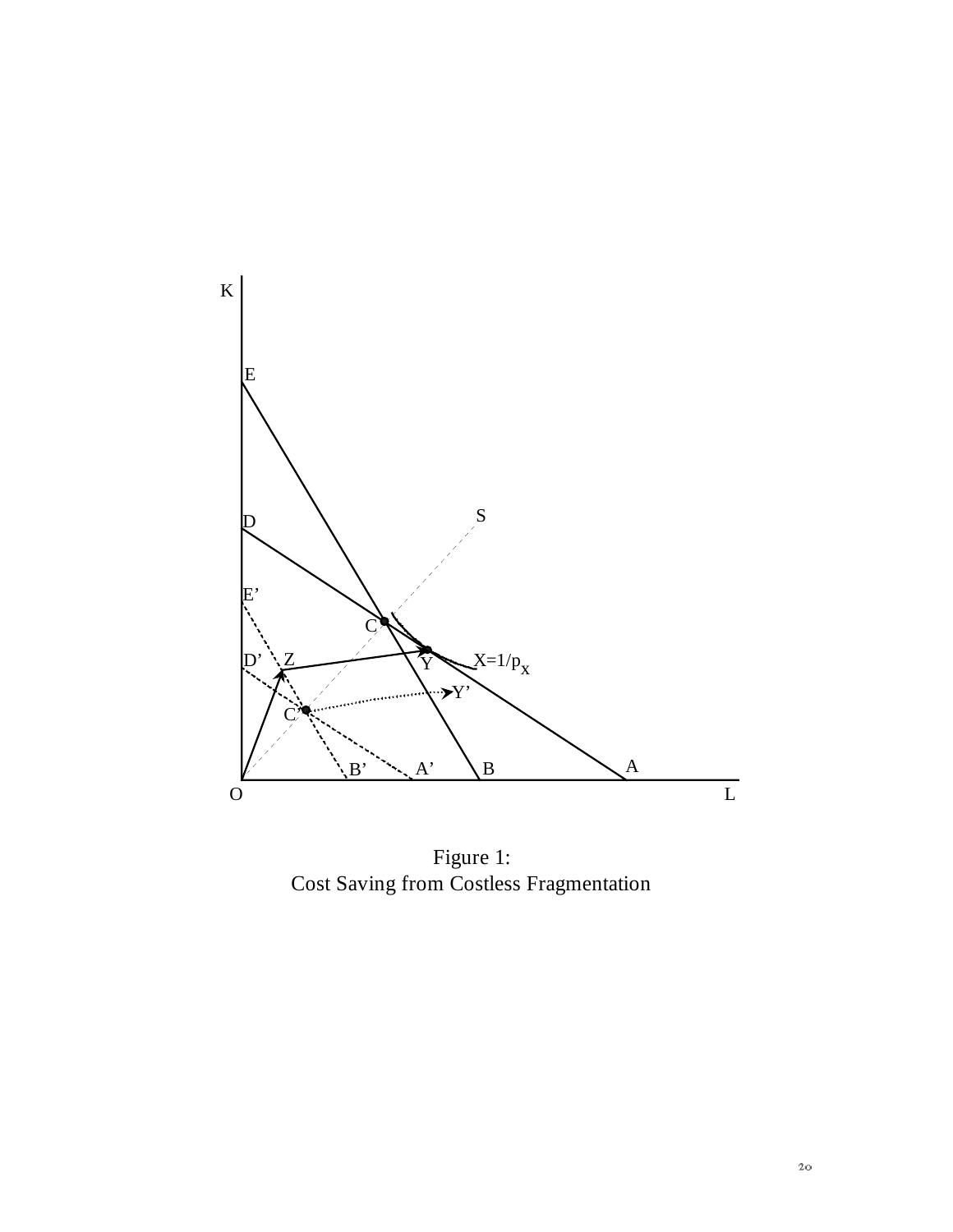Figure 1:
Cost Saving from Costless Fragmentation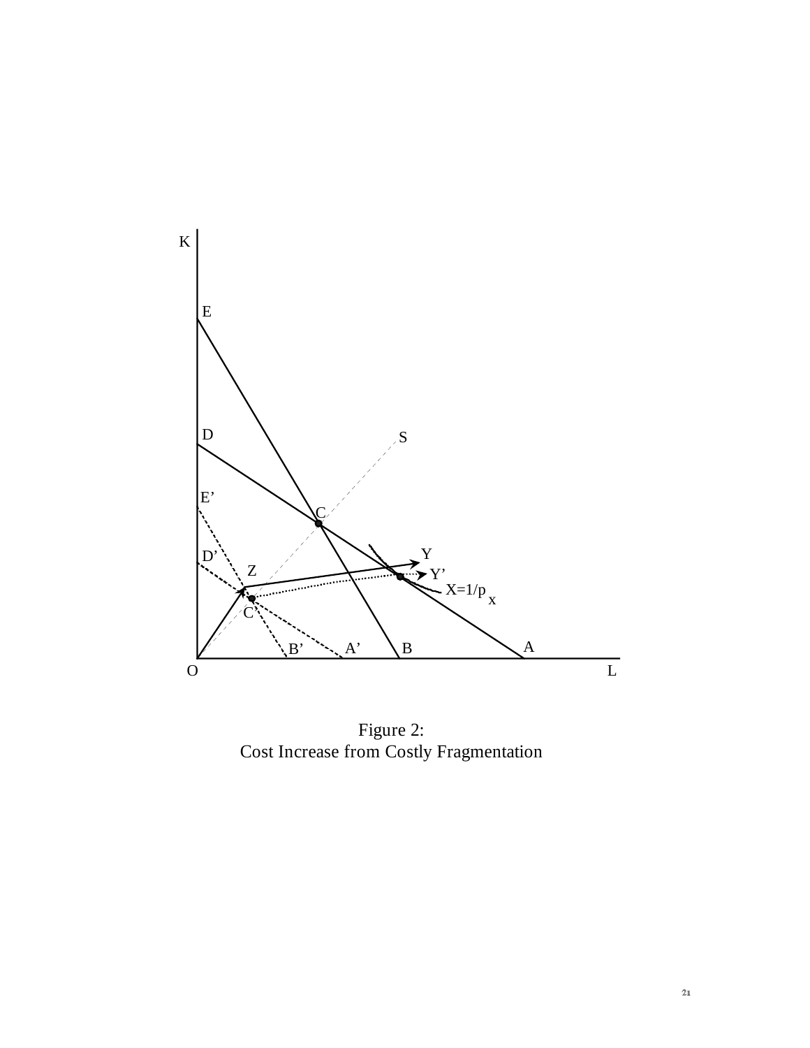Figure 2:
Cost Increase from Costly Fragmentation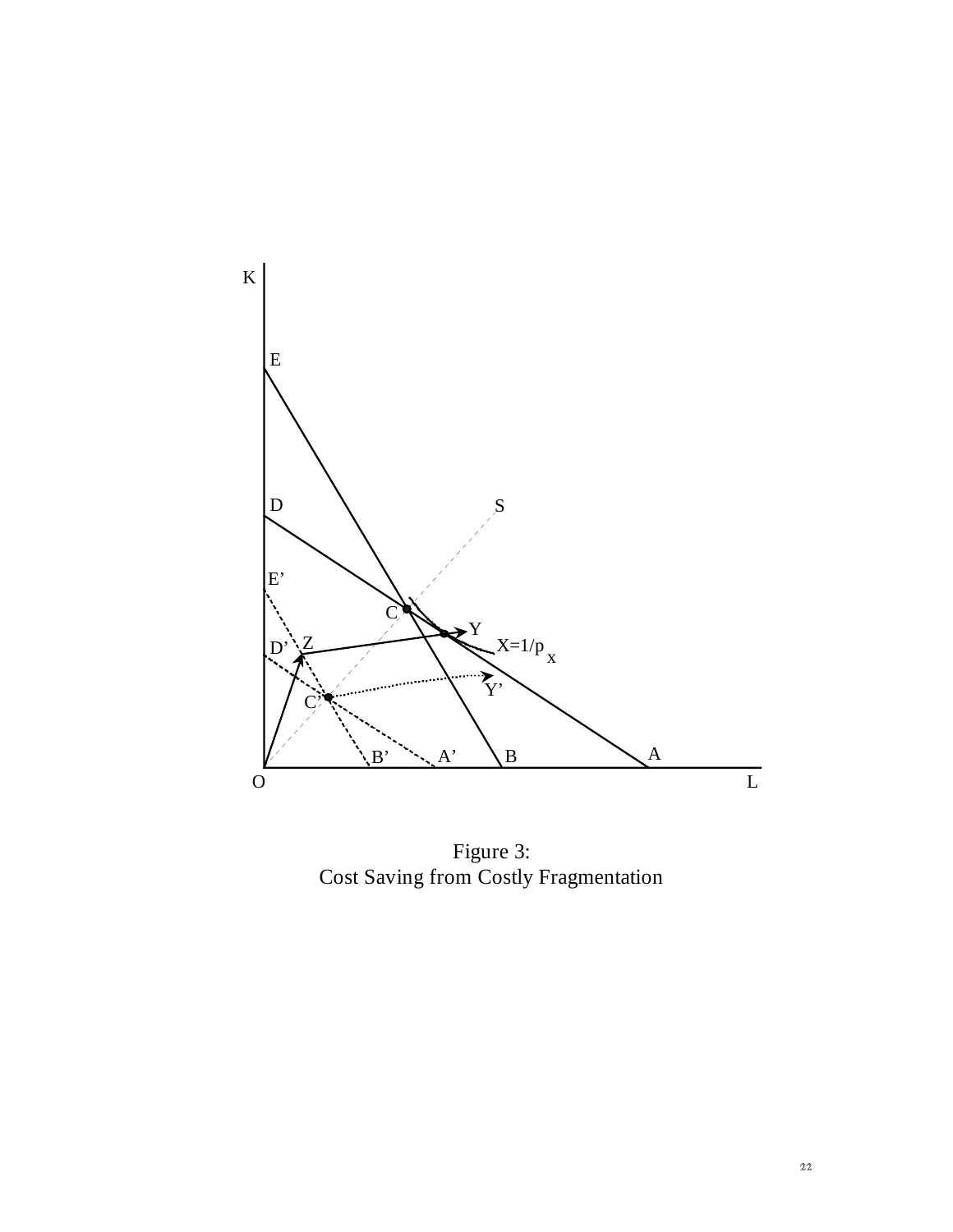Figure 3:
Cost Saving from Costly Fragmentation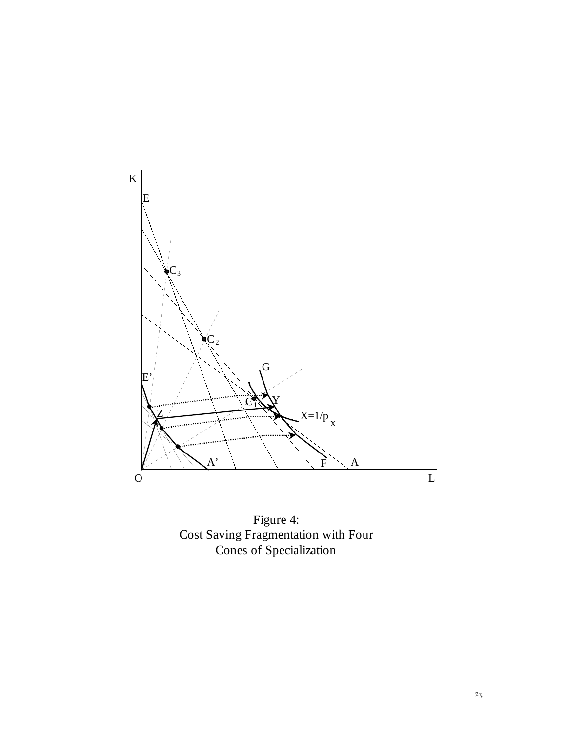Figure 4:
Cost Saving Fragmentation with Four
Cones of Specialization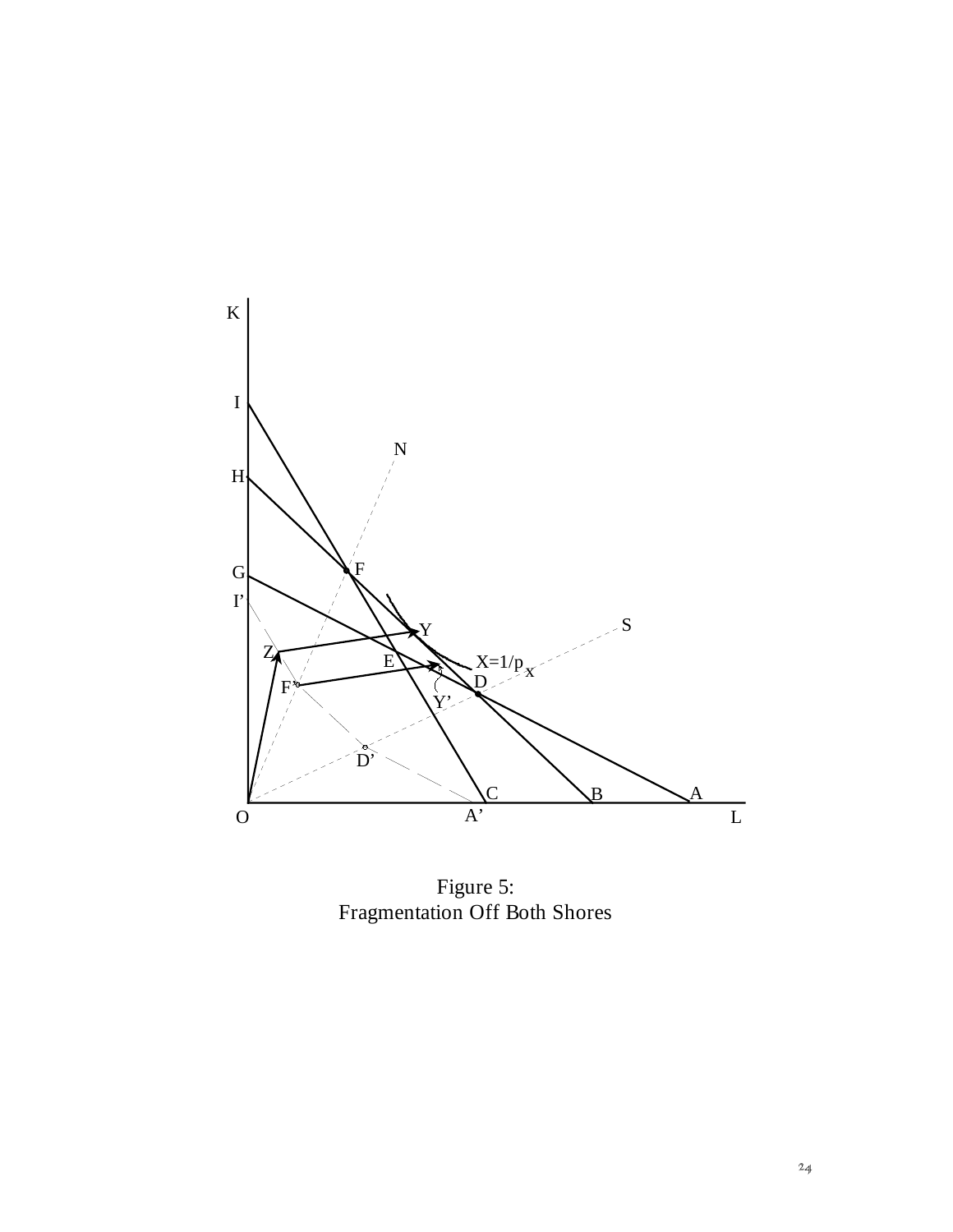Figure 5:
Fragmentation Off Both Shores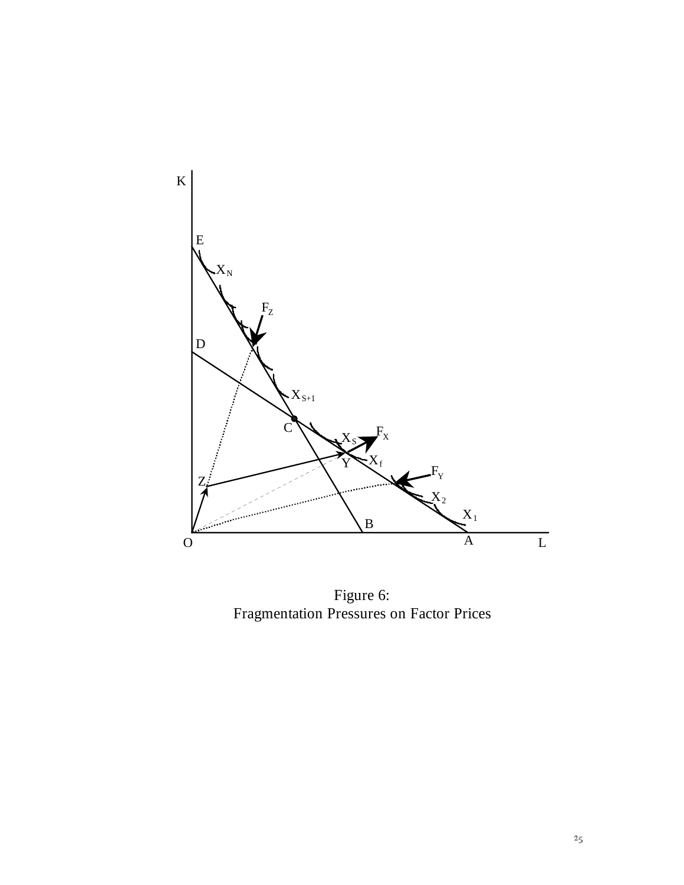Figure 6:
Fragmentation Pressures on Factor Prices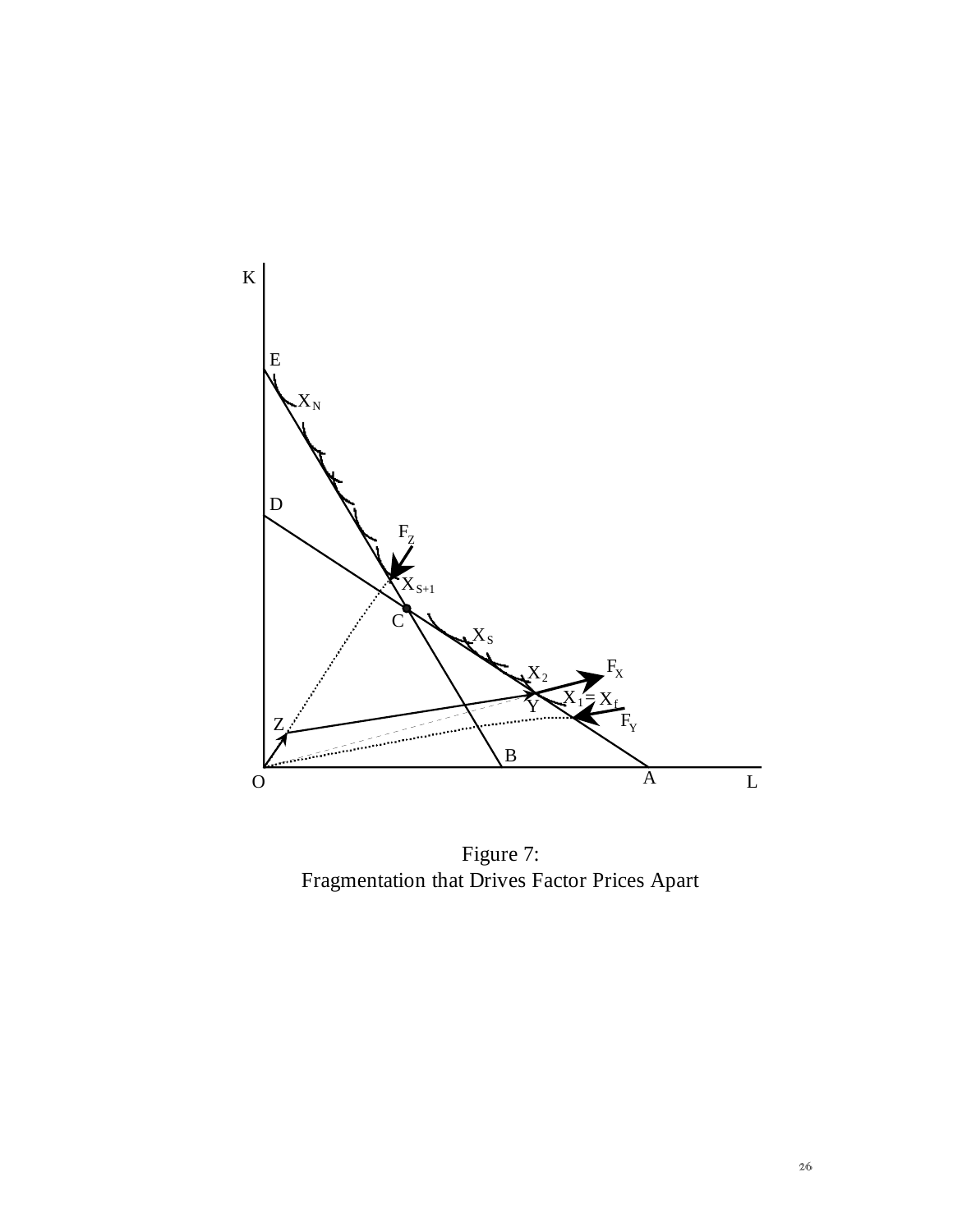K

E

$X_N$

D

$F_Z$

$X_{S+1}$

C

$X_S$

$X_2$

$F_X$

Y

$X_1 = X_f$

$F_Y$

Z

B

O

A

L

Figure 7:
Fragmentation that Drives Factor Prices Apart